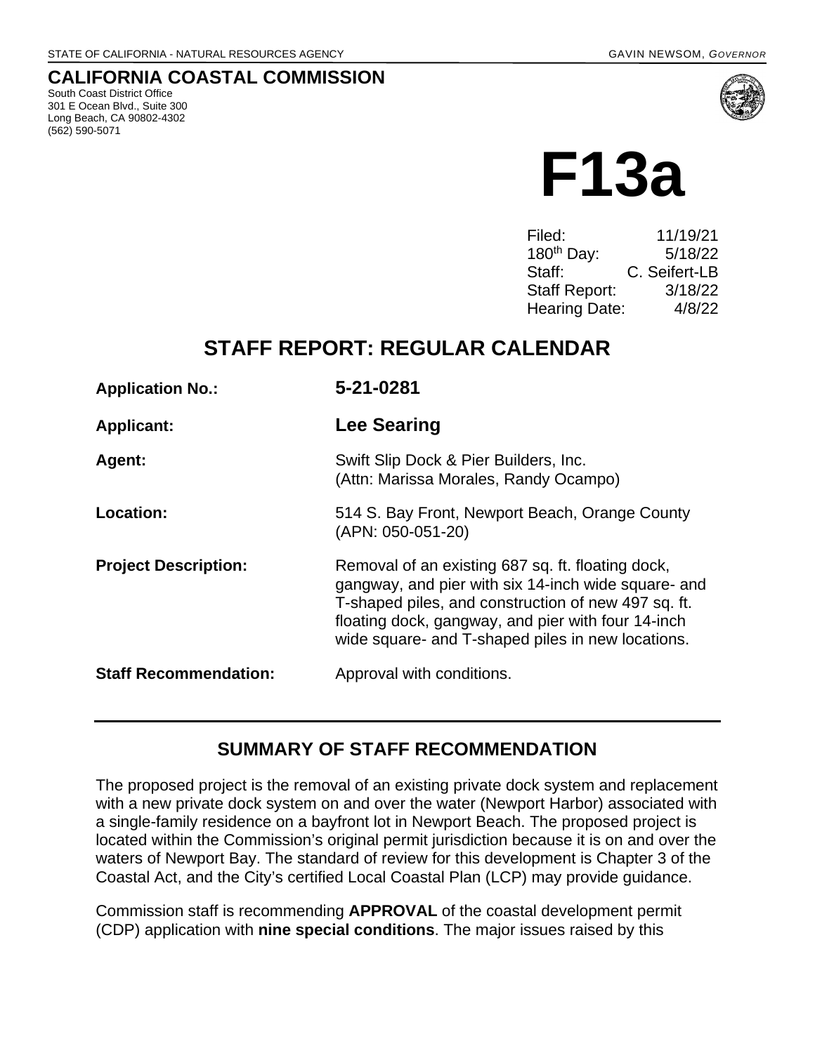STATE OF CALIFORNIA - NATURAL RESOURCES AGENCY GAVIN NEWSOM, *GOVERNOR*

## CALIFORNIA COASTAL COMMISSION

South Coast District Office
301 E Ocean Blvd., Suite 300
Long Beach, CA 90802-4302
(562) 590-5071

# F13a

| | |
|---|---|
| Filed: | 11/19/21 |
| 180th Day: | 5/18/22 |
| Staff: | C. Seifert-LB |
| Staff Report: | 3/18/22 |
| Hearing Date: | 4/8/22 |

## STAFF REPORT: REGULAR CALENDAR

**Application No.:** **5-21-0281**

**Applicant:** **Lee Searing**

**Agent:** Swift Slip Dock & Pier Builders, Inc. (Attn: Marissa Morales, Randy Ocampo)

**Location:** 514 S. Bay Front, Newport Beach, Orange County (APN: 050-051-20)

**Project Description:** Removal of an existing 687 sq. ft. floating dock, gangway, and pier with six 14-inch wide square- and T-shaped piles, and construction of new 497 sq. ft. floating dock, gangway, and pier with four 14-inch wide square- and T-shaped piles in new locations.

**Staff Recommendation:** Approval with conditions.

## SUMMARY OF STAFF RECOMMENDATION

The proposed project is the removal of an existing private dock system and replacement with a new private dock system on and over the water (Newport Harbor) associated with a single-family residence on a bayfront lot in Newport Beach. The proposed project is located within the Commission's original permit jurisdiction because it is on and over the waters of Newport Bay. The standard of review for this development is Chapter 3 of the Coastal Act, and the City's certified Local Coastal Plan (LCP) may provide guidance.

Commission staff is recommending **APPROVAL** of the coastal development permit (CDP) application with **nine special conditions**. The major issues raised by this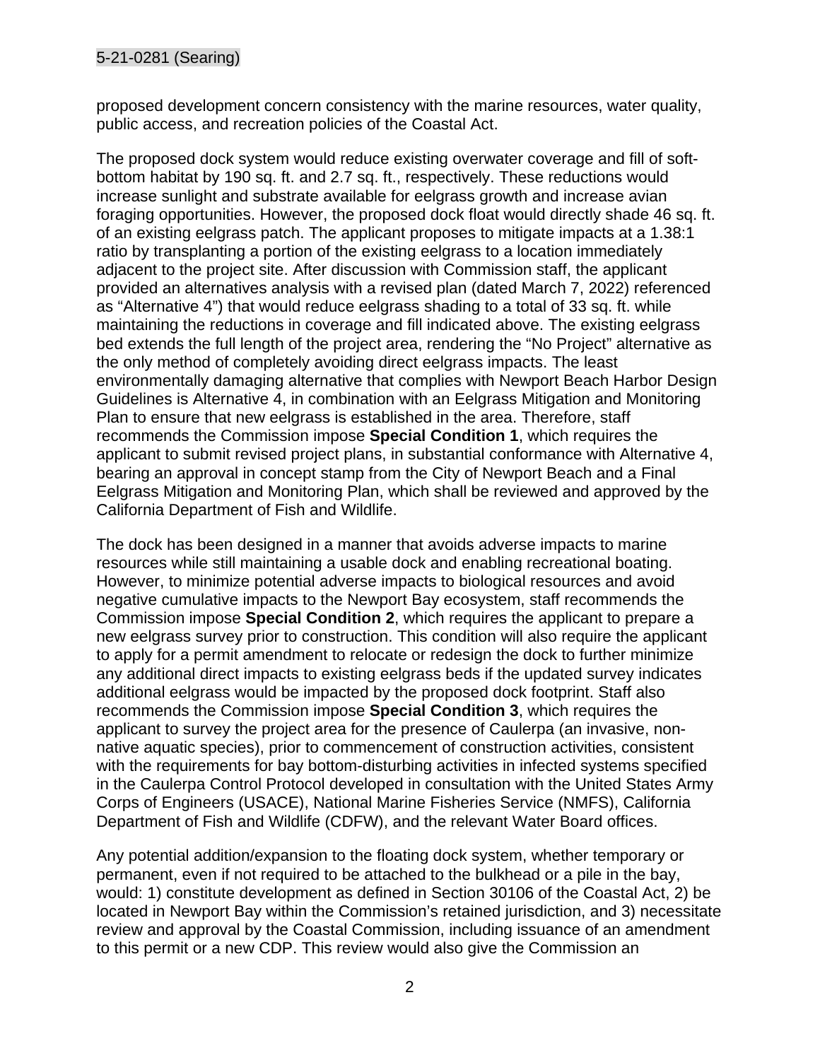proposed development concern consistency with the marine resources, water quality, public access, and recreation policies of the Coastal Act.

The proposed dock system would reduce existing overwater coverage and fill of soft-bottom habitat by 190 sq. ft. and 2.7 sq. ft., respectively. These reductions would increase sunlight and substrate available for eelgrass growth and increase avian foraging opportunities. However, the proposed dock float would directly shade 46 sq. ft. of an existing eelgrass patch. The applicant proposes to mitigate impacts at a 1.38:1 ratio by transplanting a portion of the existing eelgrass to a location immediately adjacent to the project site. After discussion with Commission staff, the applicant provided an alternatives analysis with a revised plan (dated March 7, 2022) referenced as "Alternative 4") that would reduce eelgrass shading to a total of 33 sq. ft. while maintaining the reductions in coverage and fill indicated above. The existing eelgrass bed extends the full length of the project area, rendering the "No Project" alternative as the only method of completely avoiding direct eelgrass impacts. The least environmentally damaging alternative that complies with Newport Beach Harbor Design Guidelines is Alternative 4, in combination with an Eelgrass Mitigation and Monitoring Plan to ensure that new eelgrass is established in the area. Therefore, staff recommends the Commission impose **Special Condition 1**, which requires the applicant to submit revised project plans, in substantial conformance with Alternative 4, bearing an approval in concept stamp from the City of Newport Beach and a Final Eelgrass Mitigation and Monitoring Plan, which shall be reviewed and approved by the California Department of Fish and Wildlife.

The dock has been designed in a manner that avoids adverse impacts to marine resources while still maintaining a usable dock and enabling recreational boating. However, to minimize potential adverse impacts to biological resources and avoid negative cumulative impacts to the Newport Bay ecosystem, staff recommends the Commission impose **Special Condition 2**, which requires the applicant to prepare a new eelgrass survey prior to construction. This condition will also require the applicant to apply for a permit amendment to relocate or redesign the dock to further minimize any additional direct impacts to existing eelgrass beds if the updated survey indicates additional eelgrass would be impacted by the proposed dock footprint. Staff also recommends the Commission impose **Special Condition 3**, which requires the applicant to survey the project area for the presence of Caulerpa (an invasive, non-native aquatic species), prior to commencement of construction activities, consistent with the requirements for bay bottom-disturbing activities in infected systems specified in the Caulerpa Control Protocol developed in consultation with the United States Army Corps of Engineers (USACE), National Marine Fisheries Service (NMFS), California Department of Fish and Wildlife (CDFW), and the relevant Water Board offices.

Any potential addition/expansion to the floating dock system, whether temporary or permanent, even if not required to be attached to the bulkhead or a pile in the bay, would: 1) constitute development as defined in Section 30106 of the Coastal Act, 2) be located in Newport Bay within the Commission's retained jurisdiction, and 3) necessitate review and approval by the Coastal Commission, including issuance of an amendment to this permit or a new CDP. This review would also give the Commission an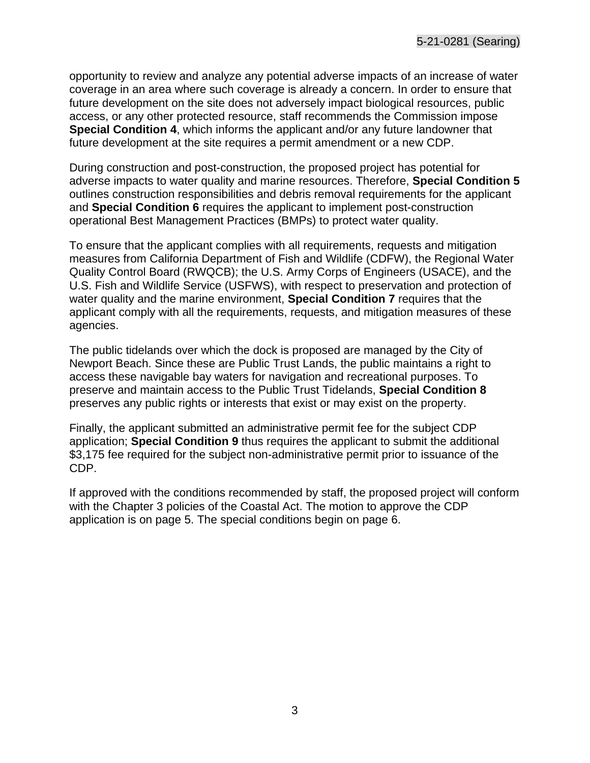opportunity to review and analyze any potential adverse impacts of an increase of water coverage in an area where such coverage is already a concern. In order to ensure that future development on the site does not adversely impact biological resources, public access, or any other protected resource, staff recommends the Commission impose **Special Condition 4**, which informs the applicant and/or any future landowner that future development at the site requires a permit amendment or a new CDP.

During construction and post-construction, the proposed project has potential for adverse impacts to water quality and marine resources. Therefore, **Special Condition 5** outlines construction responsibilities and debris removal requirements for the applicant and **Special Condition 6** requires the applicant to implement post-construction operational Best Management Practices (BMPs) to protect water quality.

To ensure that the applicant complies with all requirements, requests and mitigation measures from California Department of Fish and Wildlife (CDFW), the Regional Water Quality Control Board (RWQCB); the U.S. Army Corps of Engineers (USACE), and the U.S. Fish and Wildlife Service (USFWS), with respect to preservation and protection of water quality and the marine environment, **Special Condition 7** requires that the applicant comply with all the requirements, requests, and mitigation measures of these agencies.

The public tidelands over which the dock is proposed are managed by the City of Newport Beach. Since these are Public Trust Lands, the public maintains a right to access these navigable bay waters for navigation and recreational purposes. To preserve and maintain access to the Public Trust Tidelands, **Special Condition 8** preserves any public rights or interests that exist or may exist on the property.

Finally, the applicant submitted an administrative permit fee for the subject CDP application; **Special Condition 9** thus requires the applicant to submit the additional $3,175 fee required for the subject non-administrative permit prior to issuance of the CDP.

If approved with the conditions recommended by staff, the proposed project will conform with the Chapter 3 policies of the Coastal Act. The motion to approve the CDP application is on page 5. The special conditions begin on page 6.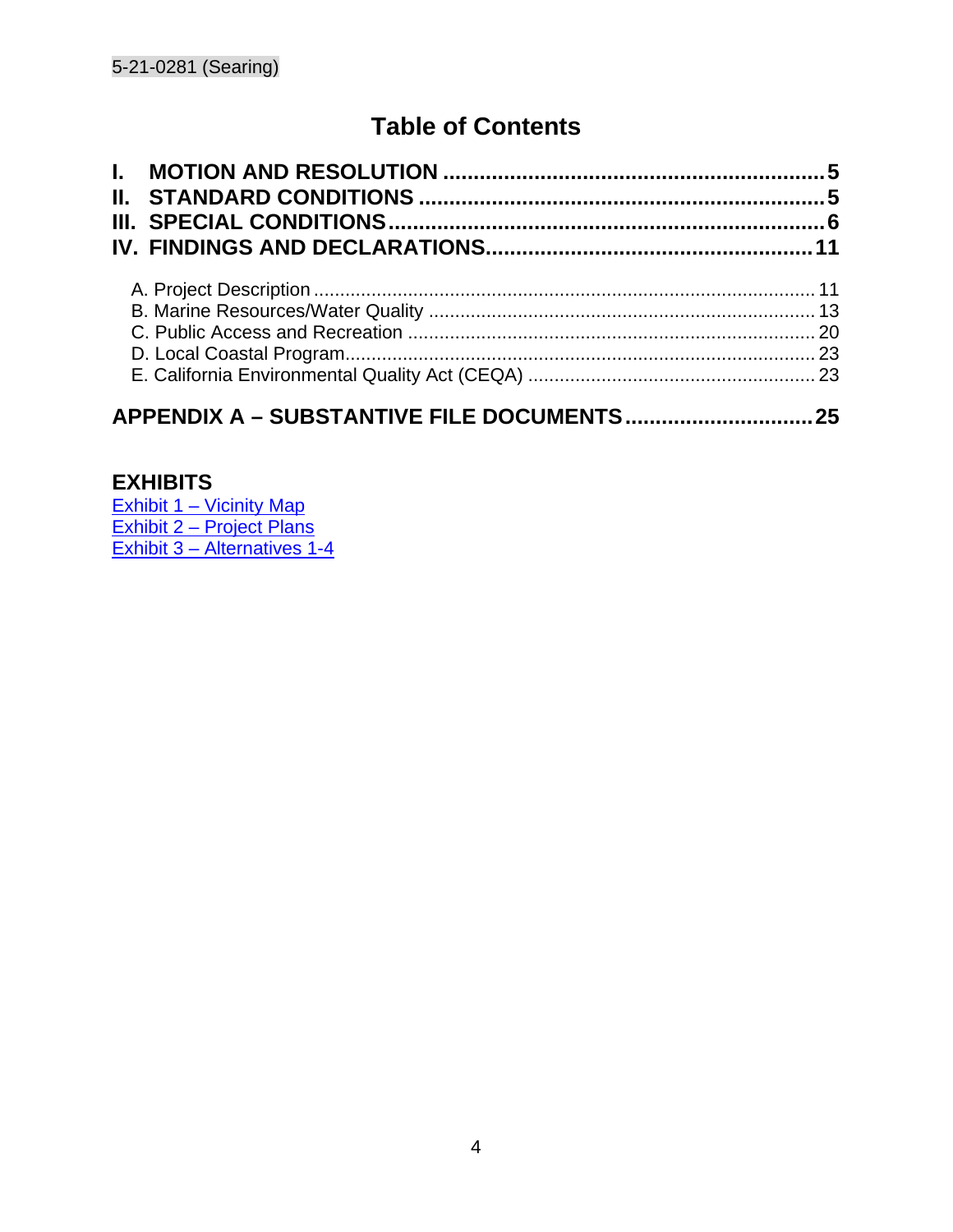# Table of Contents

**I. MOTION AND RESOLUTION .............................................................. 5**
**II. STANDARD CONDITIONS .................................................................. 5**
**III. SPECIAL CONDITIONS ....................................................................... 6**
**IV. FINDINGS AND DECLARATIONS ...................................................... 11**

A. Project Description ............................................................................................ 11
B. Marine Resources/Water Quality ........................................................................ 13
C. Public Access and Recreation ............................................................................ 20
D. Local Coastal Program......................................................................................... 23
E. California Environmental Quality Act (CEQA) ...................................................... 23

**APPENDIX A – SUBSTANTIVE FILE DOCUMENTS ............................... 25**

## EXHIBITS

Exhibit 1 – Vicinity Map
Exhibit 2 – Project Plans
Exhibit 3 – Alternatives 1-4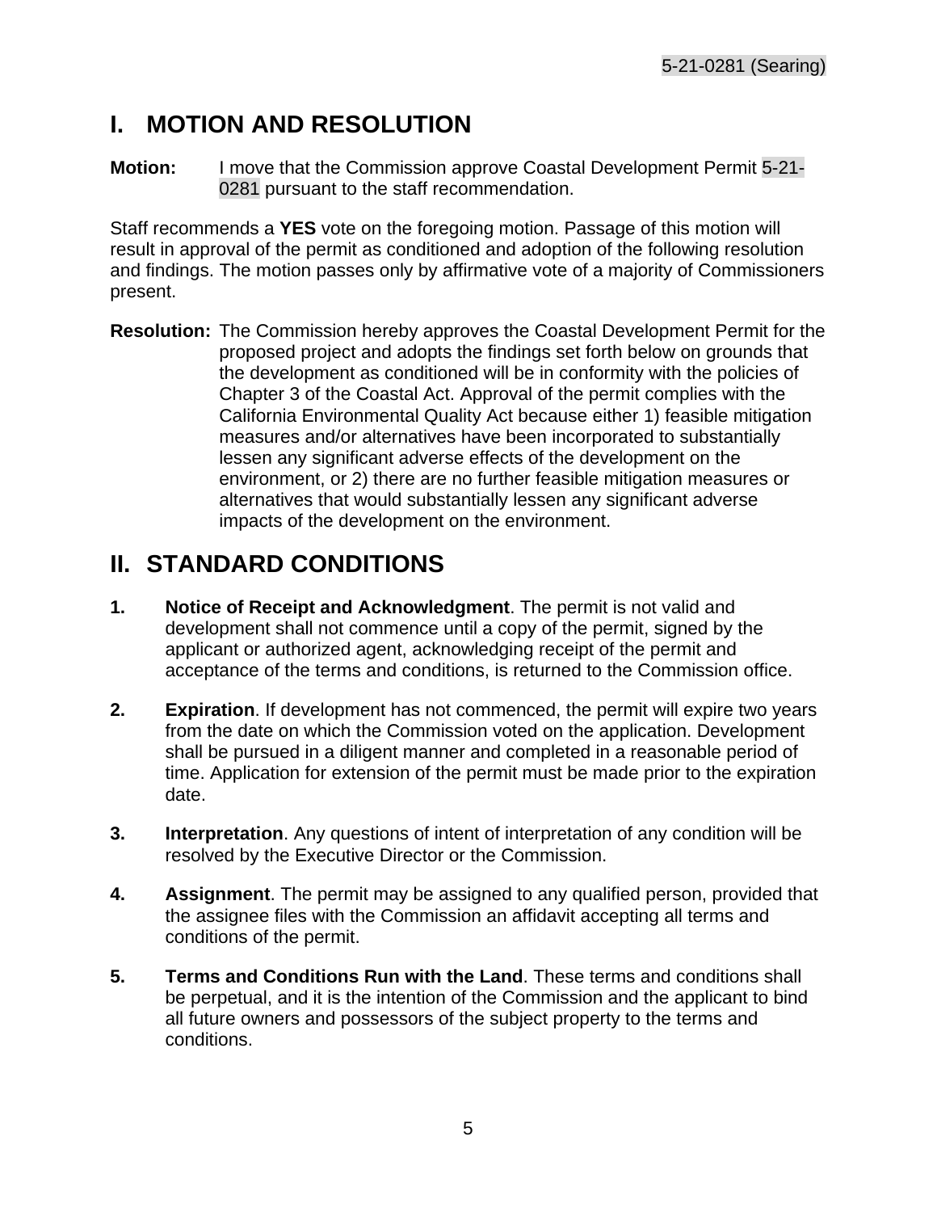# I. MOTION AND RESOLUTION

**Motion:** I move that the Commission approve Coastal Development Permit 5-21-0281 pursuant to the staff recommendation.

Staff recommends a **YES** vote on the foregoing motion. Passage of this motion will result in approval of the permit as conditioned and adoption of the following resolution and findings. The motion passes only by affirmative vote of a majority of Commissioners present.

**Resolution:** The Commission hereby approves the Coastal Development Permit for the proposed project and adopts the findings set forth below on grounds that the development as conditioned will be in conformity with the policies of Chapter 3 of the Coastal Act. Approval of the permit complies with the California Environmental Quality Act because either 1) feasible mitigation measures and/or alternatives have been incorporated to substantially lessen any significant adverse effects of the development on the environment, or 2) there are no further feasible mitigation measures or alternatives that would substantially lessen any significant adverse impacts of the development on the environment.

# II. STANDARD CONDITIONS

1. **Notice of Receipt and Acknowledgment**. The permit is not valid and development shall not commence until a copy of the permit, signed by the applicant or authorized agent, acknowledging receipt of the permit and acceptance of the terms and conditions, is returned to the Commission office.

2. **Expiration**. If development has not commenced, the permit will expire two years from the date on which the Commission voted on the application. Development shall be pursued in a diligent manner and completed in a reasonable period of time. Application for extension of the permit must be made prior to the expiration date.

3. **Interpretation**. Any questions of intent of interpretation of any condition will be resolved by the Executive Director or the Commission.

4. **Assignment**. The permit may be assigned to any qualified person, provided that the assignee files with the Commission an affidavit accepting all terms and conditions of the permit.

5. **Terms and Conditions Run with the Land**. These terms and conditions shall be perpetual, and it is the intention of the Commission and the applicant to bind all future owners and possessors of the subject property to the terms and conditions.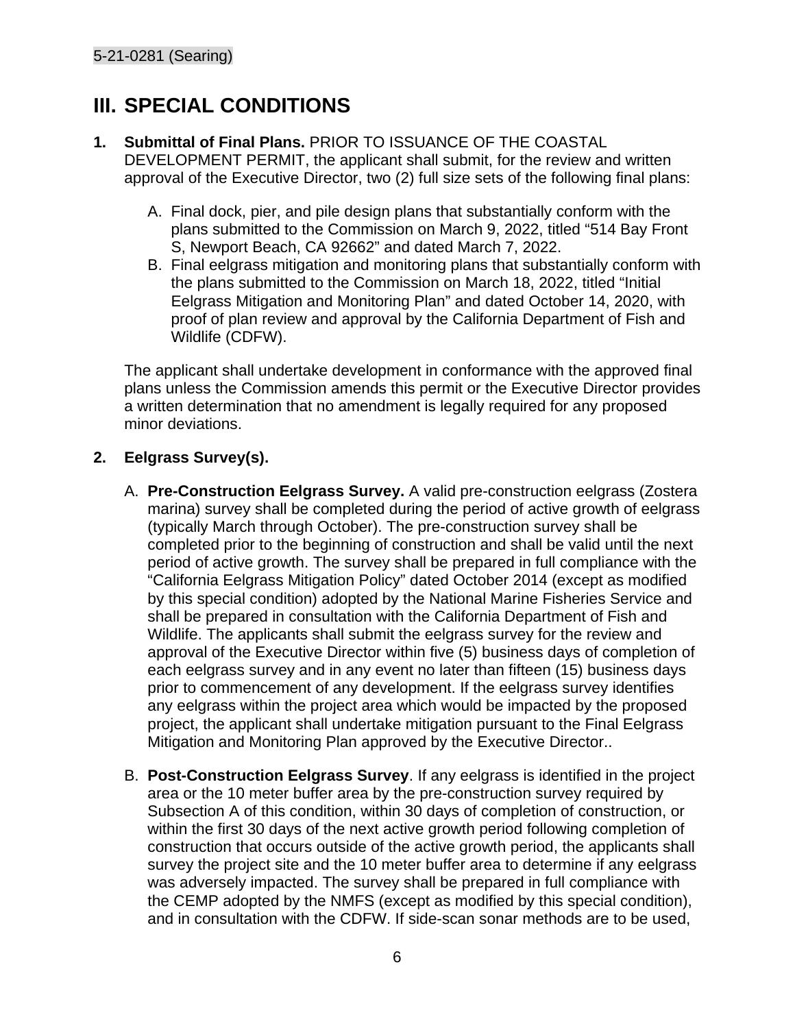# III. SPECIAL CONDITIONS

1. **Submittal of Final Plans.** PRIOR TO ISSUANCE OF THE COASTAL DEVELOPMENT PERMIT, the applicant shall submit, for the review and written approval of the Executive Director, two (2) full size sets of the following final plans:

   A. Final dock, pier, and pile design plans that substantially conform with the plans submitted to the Commission on March 9, 2022, titled "514 Bay Front S, Newport Beach, CA 92662" and dated March 7, 2022.

   B. Final eelgrass mitigation and monitoring plans that substantially conform with the plans submitted to the Commission on March 18, 2022, titled "Initial Eelgrass Mitigation and Monitoring Plan" and dated October 14, 2020, with proof of plan review and approval by the California Department of Fish and Wildlife (CDFW).

   The applicant shall undertake development in conformance with the approved final plans unless the Commission amends this permit or the Executive Director provides a written determination that no amendment is legally required for any proposed minor deviations.

2. **Eelgrass Survey(s).**

   A. **Pre-Construction Eelgrass Survey.** A valid pre-construction eelgrass (Zostera marina) survey shall be completed during the period of active growth of eelgrass (typically March through October). The pre-construction survey shall be completed prior to the beginning of construction and shall be valid until the next period of active growth. The survey shall be prepared in full compliance with the "California Eelgrass Mitigation Policy" dated October 2014 (except as modified by this special condition) adopted by the National Marine Fisheries Service and shall be prepared in consultation with the California Department of Fish and Wildlife. The applicants shall submit the eelgrass survey for the review and approval of the Executive Director within five (5) business days of completion of each eelgrass survey and in any event no later than fifteen (15) business days prior to commencement of any development. If the eelgrass survey identifies any eelgrass within the project area which would be impacted by the proposed project, the applicant shall undertake mitigation pursuant to the Final Eelgrass Mitigation and Monitoring Plan approved by the Executive Director..

   B. **Post-Construction Eelgrass Survey**. If any eelgrass is identified in the project area or the 10 meter buffer area by the pre-construction survey required by Subsection A of this condition, within 30 days of completion of construction, or within the first 30 days of the next active growth period following completion of construction that occurs outside of the active growth period, the applicants shall survey the project site and the 10 meter buffer area to determine if any eelgrass was adversely impacted. The survey shall be prepared in full compliance with the CEMP adopted by the NMFS (except as modified by this special condition), and in consultation with the CDFW. If side-scan sonar methods are to be used,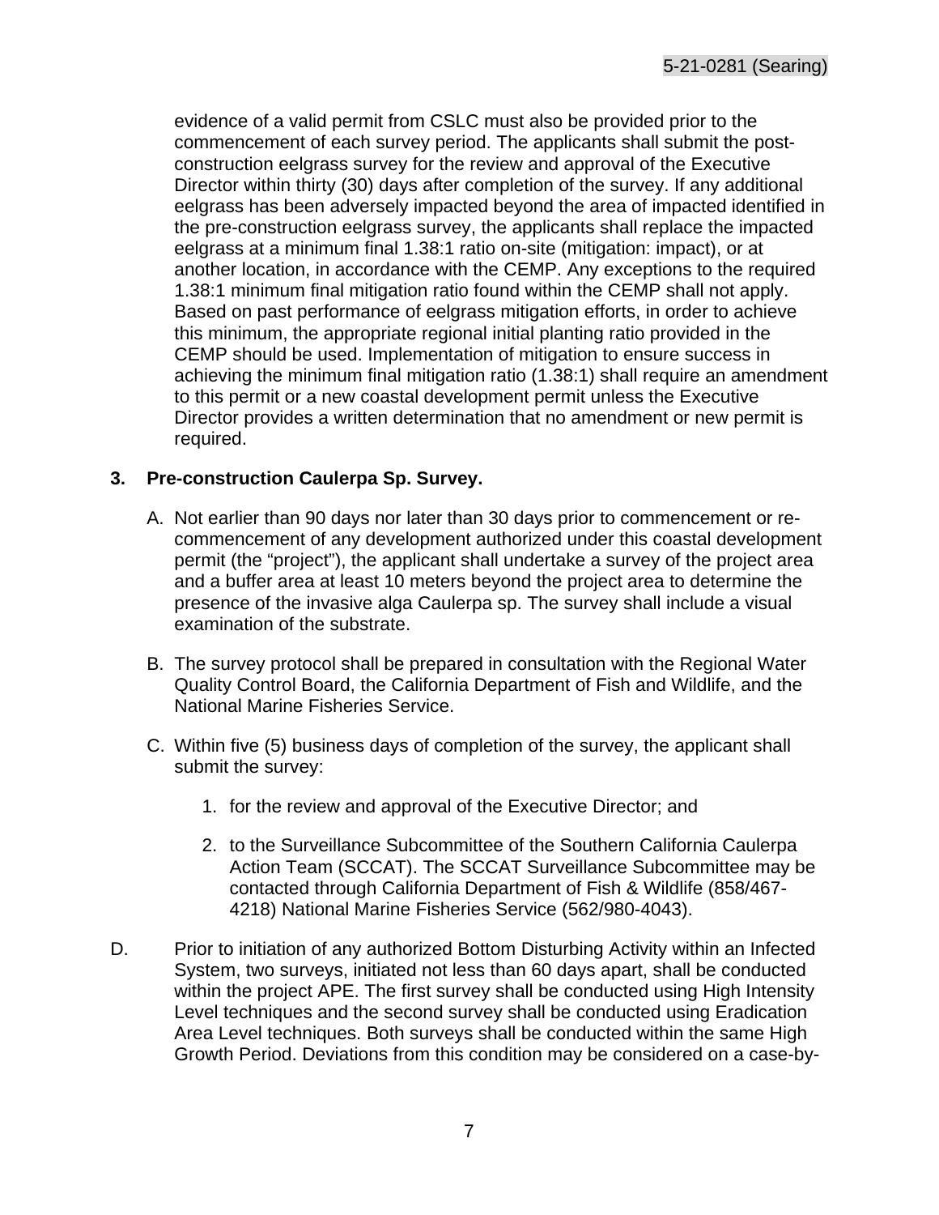evidence of a valid permit from CSLC must also be provided prior to the commencement of each survey period. The applicants shall submit the post-construction eelgrass survey for the review and approval of the Executive Director within thirty (30) days after completion of the survey. If any additional eelgrass has been adversely impacted beyond the area of impacted identified in the pre-construction eelgrass survey, the applicants shall replace the impacted eelgrass at a minimum final 1.38:1 ratio on-site (mitigation: impact), or at another location, in accordance with the CEMP. Any exceptions to the required 1.38:1 minimum final mitigation ratio found within the CEMP shall not apply. Based on past performance of eelgrass mitigation efforts, in order to achieve this minimum, the appropriate regional initial planting ratio provided in the CEMP should be used. Implementation of mitigation to ensure success in achieving the minimum final mitigation ratio (1.38:1) shall require an amendment to this permit or a new coastal development permit unless the Executive Director provides a written determination that no amendment or new permit is required.

**3. Pre-construction Caulerpa Sp. Survey.**

A. Not earlier than 90 days nor later than 30 days prior to commencement or re-commencement of any development authorized under this coastal development permit (the "project"), the applicant shall undertake a survey of the project area and a buffer area at least 10 meters beyond the project area to determine the presence of the invasive alga Caulerpa sp. The survey shall include a visual examination of the substrate.

B. The survey protocol shall be prepared in consultation with the Regional Water Quality Control Board, the California Department of Fish and Wildlife, and the National Marine Fisheries Service.

C. Within five (5) business days of completion of the survey, the applicant shall submit the survey:

1. for the review and approval of the Executive Director; and

2. to the Surveillance Subcommittee of the Southern California Caulerpa Action Team (SCCAT). The SCCAT Surveillance Subcommittee may be contacted through California Department of Fish & Wildlife (858/467-4218) National Marine Fisheries Service (562/980-4043).

D. Prior to initiation of any authorized Bottom Disturbing Activity within an Infected System, two surveys, initiated not less than 60 days apart, shall be conducted within the project APE. The first survey shall be conducted using High Intensity Level techniques and the second survey shall be conducted using Eradication Area Level techniques. Both surveys shall be conducted within the same High Growth Period. Deviations from this condition may be considered on a case-by-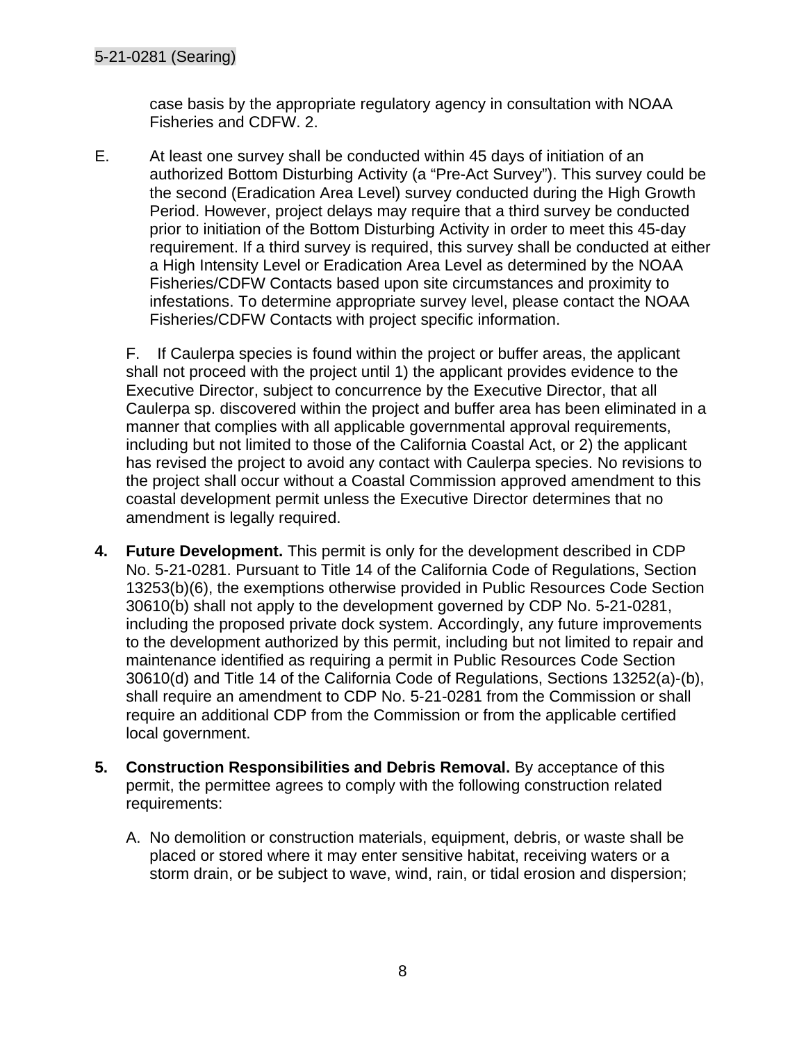case basis by the appropriate regulatory agency in consultation with NOAA Fisheries and CDFW. 2.

E. At least one survey shall be conducted within 45 days of initiation of an authorized Bottom Disturbing Activity (a "Pre-Act Survey"). This survey could be the second (Eradication Area Level) survey conducted during the High Growth Period. However, project delays may require that a third survey be conducted prior to initiation of the Bottom Disturbing Activity in order to meet this 45-day requirement. If a third survey is required, this survey shall be conducted at either a High Intensity Level or Eradication Area Level as determined by the NOAA Fisheries/CDFW Contacts based upon site circumstances and proximity to infestations. To determine appropriate survey level, please contact the NOAA Fisheries/CDFW Contacts with project specific information.

F. If Caulerpa species is found within the project or buffer areas, the applicant shall not proceed with the project until 1) the applicant provides evidence to the Executive Director, subject to concurrence by the Executive Director, that all Caulerpa sp. discovered within the project and buffer area has been eliminated in a manner that complies with all applicable governmental approval requirements, including but not limited to those of the California Coastal Act, or 2) the applicant has revised the project to avoid any contact with Caulerpa species. No revisions to the project shall occur without a Coastal Commission approved amendment to this coastal development permit unless the Executive Director determines that no amendment is legally required.

**4. Future Development.** This permit is only for the development described in CDP No. 5-21-0281. Pursuant to Title 14 of the California Code of Regulations, Section 13253(b)(6), the exemptions otherwise provided in Public Resources Code Section 30610(b) shall not apply to the development governed by CDP No. 5-21-0281, including the proposed private dock system. Accordingly, any future improvements to the development authorized by this permit, including but not limited to repair and maintenance identified as requiring a permit in Public Resources Code Section 30610(d) and Title 14 of the California Code of Regulations, Sections 13252(a)-(b), shall require an amendment to CDP No. 5-21-0281 from the Commission or shall require an additional CDP from the Commission or from the applicable certified local government.

**5. Construction Responsibilities and Debris Removal.** By acceptance of this permit, the permittee agrees to comply with the following construction related requirements:

A. No demolition or construction materials, equipment, debris, or waste shall be placed or stored where it may enter sensitive habitat, receiving waters or a storm drain, or be subject to wave, wind, rain, or tidal erosion and dispersion;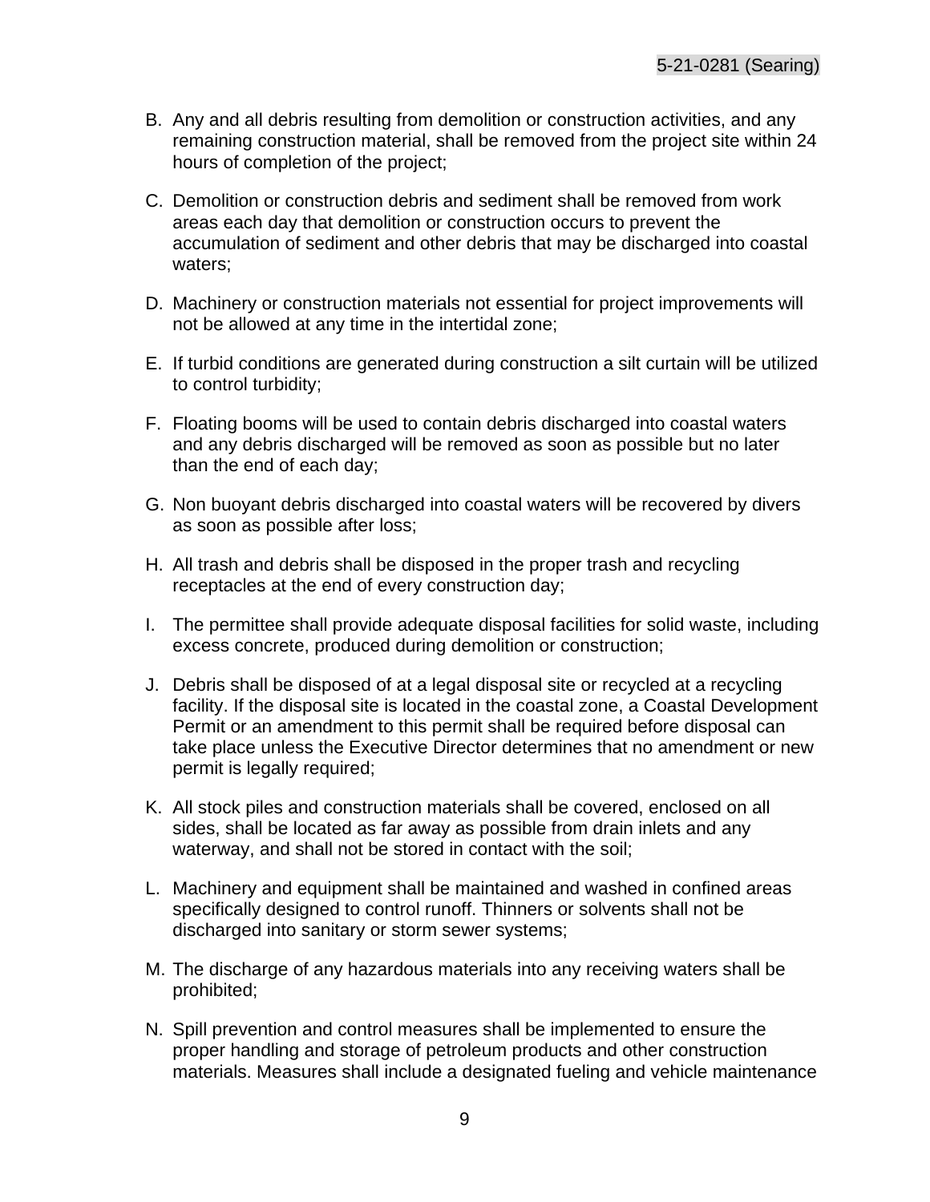B. Any and all debris resulting from demolition or construction activities, and any remaining construction material, shall be removed from the project site within 24 hours of completion of the project;

C. Demolition or construction debris and sediment shall be removed from work areas each day that demolition or construction occurs to prevent the accumulation of sediment and other debris that may be discharged into coastal waters;

D. Machinery or construction materials not essential for project improvements will not be allowed at any time in the intertidal zone;

E. If turbid conditions are generated during construction a silt curtain will be utilized to control turbidity;

F. Floating booms will be used to contain debris discharged into coastal waters and any debris discharged will be removed as soon as possible but no later than the end of each day;

G. Non buoyant debris discharged into coastal waters will be recovered by divers as soon as possible after loss;

H. All trash and debris shall be disposed in the proper trash and recycling receptacles at the end of every construction day;

I. The permittee shall provide adequate disposal facilities for solid waste, including excess concrete, produced during demolition or construction;

J. Debris shall be disposed of at a legal disposal site or recycled at a recycling facility. If the disposal site is located in the coastal zone, a Coastal Development Permit or an amendment to this permit shall be required before disposal can take place unless the Executive Director determines that no amendment or new permit is legally required;

K. All stock piles and construction materials shall be covered, enclosed on all sides, shall be located as far away as possible from drain inlets and any waterway, and shall not be stored in contact with the soil;

L. Machinery and equipment shall be maintained and washed in confined areas specifically designed to control runoff. Thinners or solvents shall not be discharged into sanitary or storm sewer systems;

M. The discharge of any hazardous materials into any receiving waters shall be prohibited;

N. Spill prevention and control measures shall be implemented to ensure the proper handling and storage of petroleum products and other construction materials. Measures shall include a designated fueling and vehicle maintenance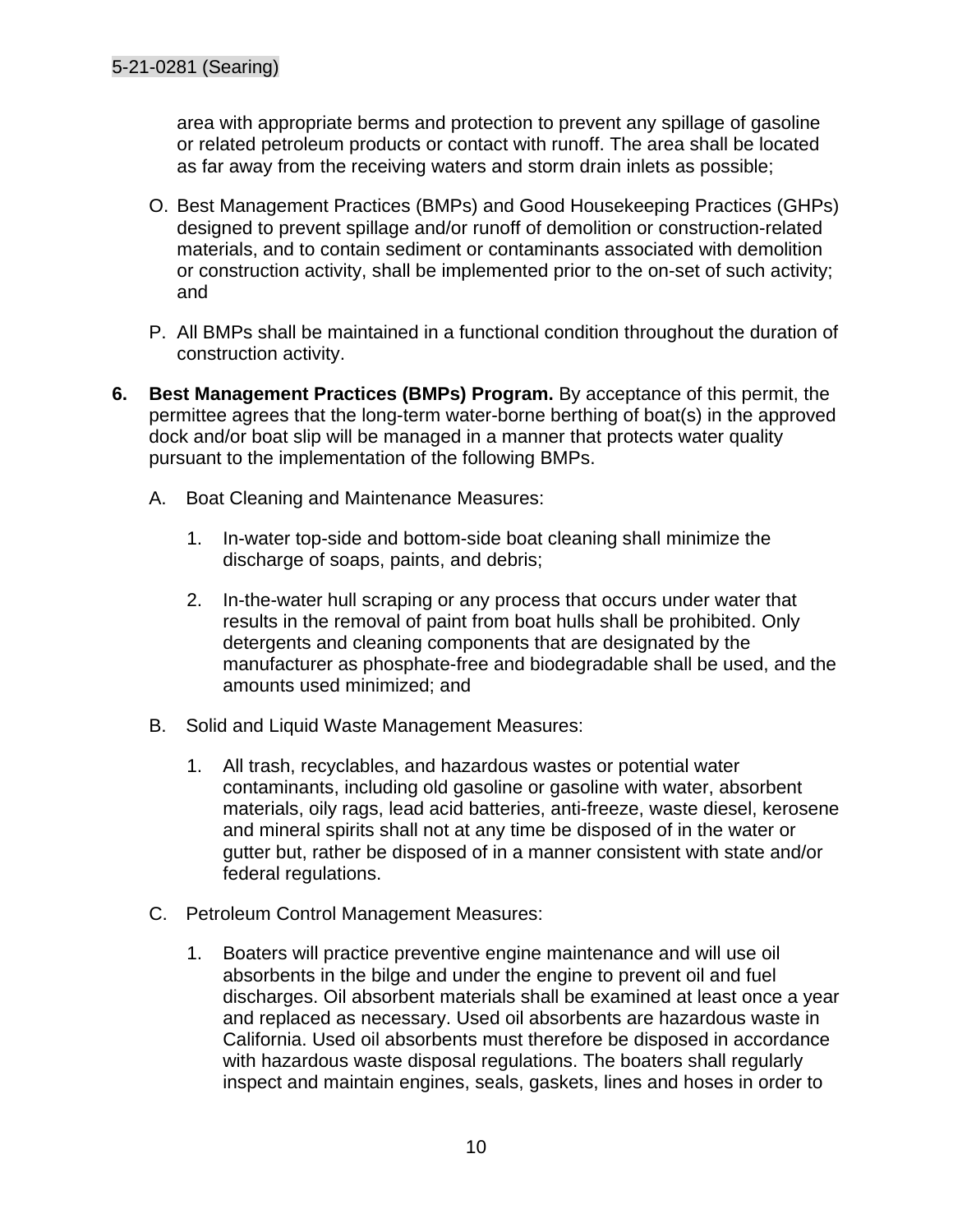area with appropriate berms and protection to prevent any spillage of gasoline or related petroleum products or contact with runoff. The area shall be located as far away from the receiving waters and storm drain inlets as possible;

O. Best Management Practices (BMPs) and Good Housekeeping Practices (GHPs) designed to prevent spillage and/or runoff of demolition or construction-related materials, and to contain sediment or contaminants associated with demolition or construction activity, shall be implemented prior to the on-set of such activity; and

P. All BMPs shall be maintained in a functional condition throughout the duration of construction activity.

**6. Best Management Practices (BMPs) Program.** By acceptance of this permit, the permittee agrees that the long-term water-borne berthing of boat(s) in the approved dock and/or boat slip will be managed in a manner that protects water quality pursuant to the implementation of the following BMPs.

A. Boat Cleaning and Maintenance Measures:

1. In-water top-side and bottom-side boat cleaning shall minimize the discharge of soaps, paints, and debris;

2. In-the-water hull scraping or any process that occurs under water that results in the removal of paint from boat hulls shall be prohibited. Only detergents and cleaning components that are designated by the manufacturer as phosphate-free and biodegradable shall be used, and the amounts used minimized; and

B. Solid and Liquid Waste Management Measures:

1. All trash, recyclables, and hazardous wastes or potential water contaminants, including old gasoline or gasoline with water, absorbent materials, oily rags, lead acid batteries, anti-freeze, waste diesel, kerosene and mineral spirits shall not at any time be disposed of in the water or gutter but, rather be disposed of in a manner consistent with state and/or federal regulations.

C. Petroleum Control Management Measures:

1. Boaters will practice preventive engine maintenance and will use oil absorbents in the bilge and under the engine to prevent oil and fuel discharges. Oil absorbent materials shall be examined at least once a year and replaced as necessary. Used oil absorbents are hazardous waste in California. Used oil absorbents must therefore be disposed in accordance with hazardous waste disposal regulations. The boaters shall regularly inspect and maintain engines, seals, gaskets, lines and hoses in order to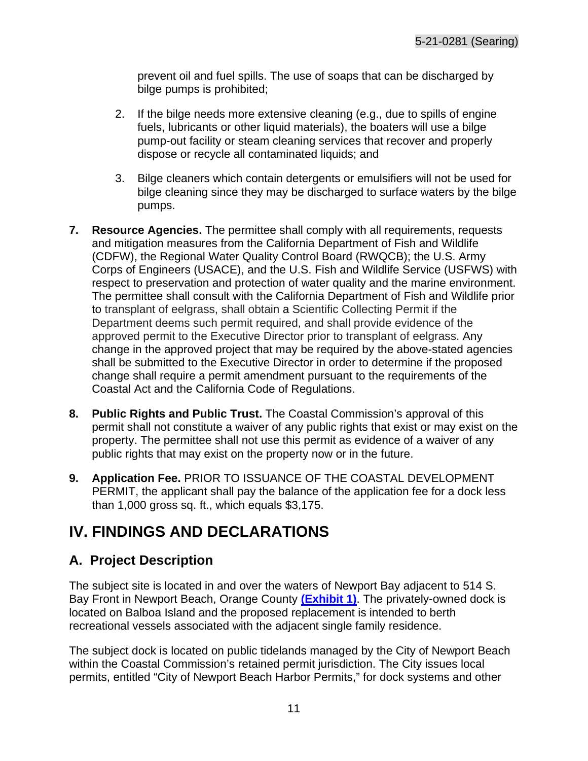prevent oil and fuel spills. The use of soaps that can be discharged by bilge pumps is prohibited;

2. If the bilge needs more extensive cleaning (e.g., due to spills of engine fuels, lubricants or other liquid materials), the boaters will use a bilge pump-out facility or steam cleaning services that recover and properly dispose or recycle all contaminated liquids; and

3. Bilge cleaners which contain detergents or emulsifiers will not be used for bilge cleaning since they may be discharged to surface waters by the bilge pumps.

**7. Resource Agencies.** The permittee shall comply with all requirements, requests and mitigation measures from the California Department of Fish and Wildlife (CDFW), the Regional Water Quality Control Board (RWQCB); the U.S. Army Corps of Engineers (USACE), and the U.S. Fish and Wildlife Service (USFWS) with respect to preservation and protection of water quality and the marine environment. The permittee shall consult with the California Department of Fish and Wildlife prior to transplant of eelgrass, shall obtain a Scientific Collecting Permit if the Department deems such permit required, and shall provide evidence of the approved permit to the Executive Director prior to transplant of eelgrass. Any change in the approved project that may be required by the above-stated agencies shall be submitted to the Executive Director in order to determine if the proposed change shall require a permit amendment pursuant to the requirements of the Coastal Act and the California Code of Regulations.

**8. Public Rights and Public Trust.** The Coastal Commission's approval of this permit shall not constitute a waiver of any public rights that exist or may exist on the property. The permittee shall not use this permit as evidence of a waiver of any public rights that may exist on the property now or in the future.

**9. Application Fee.** PRIOR TO ISSUANCE OF THE COASTAL DEVELOPMENT PERMIT, the applicant shall pay the balance of the application fee for a dock less than 1,000 gross sq. ft., which equals $3,175.

# IV. FINDINGS AND DECLARATIONS

## A. Project Description

The subject site is located in and over the waters of Newport Bay adjacent to 514 S. Bay Front in Newport Beach, Orange County **(Exhibit 1)**. The privately-owned dock is located on Balboa Island and the proposed replacement is intended to berth recreational vessels associated with the adjacent single family residence.

The subject dock is located on public tidelands managed by the City of Newport Beach within the Coastal Commission's retained permit jurisdiction. The City issues local permits, entitled "City of Newport Beach Harbor Permits," for dock systems and other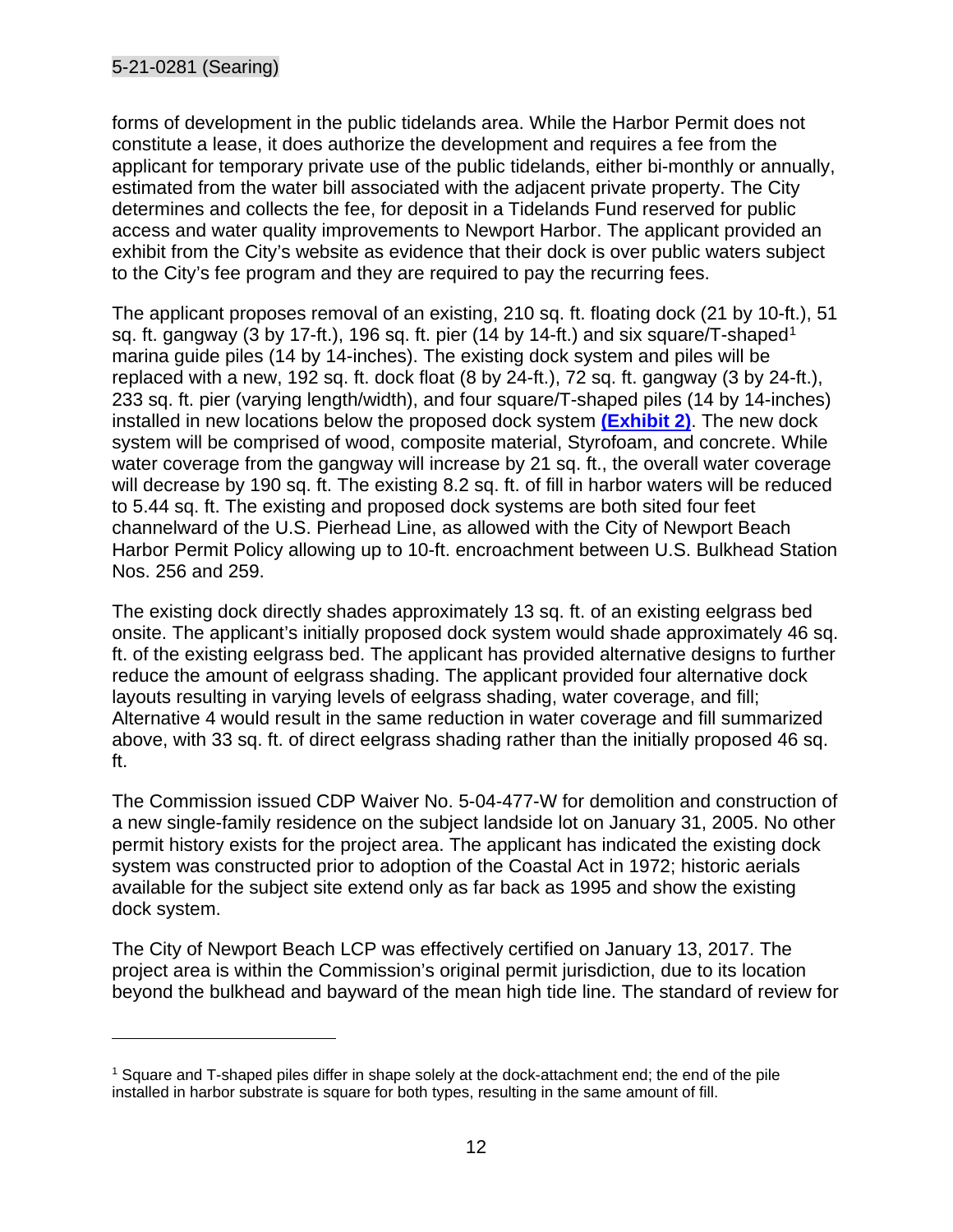forms of development in the public tidelands area. While the Harbor Permit does not constitute a lease, it does authorize the development and requires a fee from the applicant for temporary private use of the public tidelands, either bi-monthly or annually, estimated from the water bill associated with the adjacent private property. The City determines and collects the fee, for deposit in a Tidelands Fund reserved for public access and water quality improvements to Newport Harbor. The applicant provided an exhibit from the City's website as evidence that their dock is over public waters subject to the City's fee program and they are required to pay the recurring fees.

The applicant proposes removal of an existing, 210 sq. ft. floating dock (21 by 10-ft.), 51 sq. ft. gangway (3 by 17-ft.), 196 sq. ft. pier (14 by 14-ft.) and six square/T-shaped[1] marina guide piles (14 by 14-inches). The existing dock system and piles will be replaced with a new, 192 sq. ft. dock float (8 by 24-ft.), 72 sq. ft. gangway (3 by 24-ft.), 233 sq. ft. pier (varying length/width), and four square/T-shaped piles (14 by 14-inches) installed in new locations below the proposed dock system **(Exhibit 2)**. The new dock system will be comprised of wood, composite material, Styrofoam, and concrete. While water coverage from the gangway will increase by 21 sq. ft., the overall water coverage will decrease by 190 sq. ft. The existing 8.2 sq. ft. of fill in harbor waters will be reduced to 5.44 sq. ft. The existing and proposed dock systems are both sited four feet channelward of the U.S. Pierhead Line, as allowed with the City of Newport Beach Harbor Permit Policy allowing up to 10-ft. encroachment between U.S. Bulkhead Station Nos. 256 and 259.

The existing dock directly shades approximately 13 sq. ft. of an existing eelgrass bed onsite. The applicant's initially proposed dock system would shade approximately 46 sq. ft. of the existing eelgrass bed. The applicant has provided alternative designs to further reduce the amount of eelgrass shading. The applicant provided four alternative dock layouts resulting in varying levels of eelgrass shading, water coverage, and fill; Alternative 4 would result in the same reduction in water coverage and fill summarized above, with 33 sq. ft. of direct eelgrass shading rather than the initially proposed 46 sq. ft.

The Commission issued CDP Waiver No. 5-04-477-W for demolition and construction of a new single-family residence on the subject landside lot on January 31, 2005. No other permit history exists for the project area. The applicant has indicated the existing dock system was constructed prior to adoption of the Coastal Act in 1972; historic aerials available for the subject site extend only as far back as 1995 and show the existing dock system.

The City of Newport Beach LCP was effectively certified on January 13, 2017. The project area is within the Commission's original permit jurisdiction, due to its location beyond the bulkhead and bayward of the mean high tide line. The standard of review for

---

[1] Square and T-shaped piles differ in shape solely at the dock-attachment end; the end of the pile installed in harbor substrate is square for both types, resulting in the same amount of fill.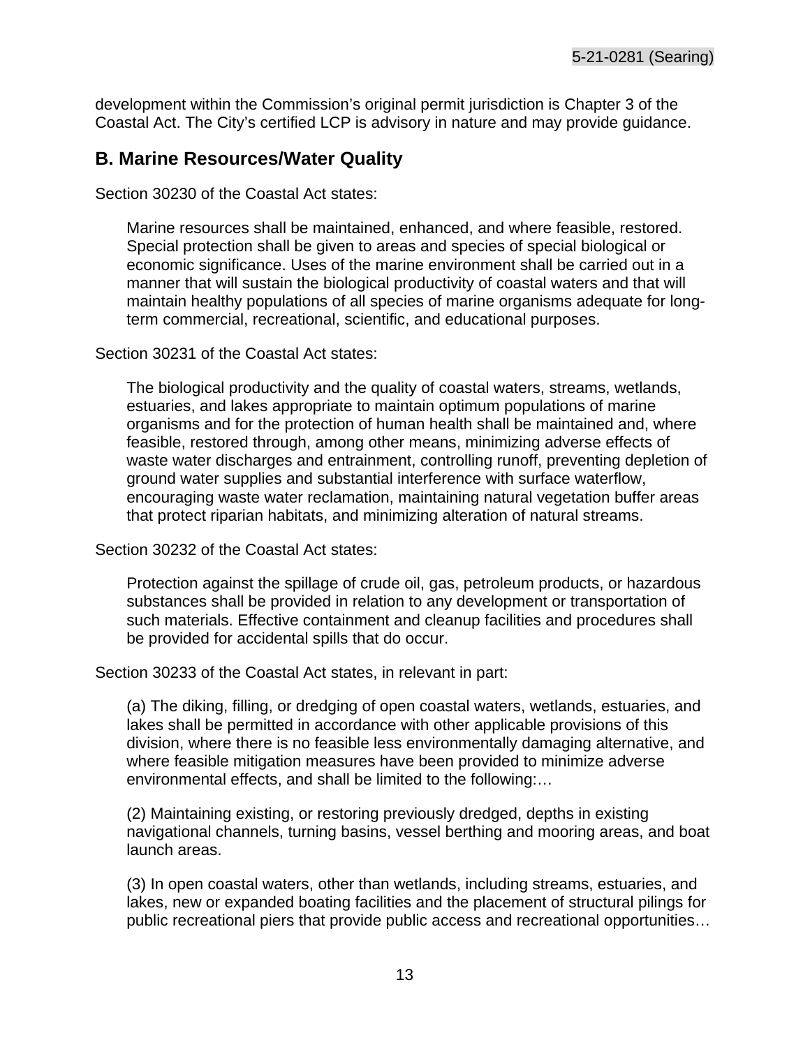development within the Commission's original permit jurisdiction is Chapter 3 of the Coastal Act. The City's certified LCP is advisory in nature and may provide guidance.

## B. Marine Resources/Water Quality

Section 30230 of the Coastal Act states:

> Marine resources shall be maintained, enhanced, and where feasible, restored. Special protection shall be given to areas and species of special biological or economic significance. Uses of the marine environment shall be carried out in a manner that will sustain the biological productivity of coastal waters and that will maintain healthy populations of all species of marine organisms adequate for long-term commercial, recreational, scientific, and educational purposes.

Section 30231 of the Coastal Act states:

> The biological productivity and the quality of coastal waters, streams, wetlands, estuaries, and lakes appropriate to maintain optimum populations of marine organisms and for the protection of human health shall be maintained and, where feasible, restored through, among other means, minimizing adverse effects of waste water discharges and entrainment, controlling runoff, preventing depletion of ground water supplies and substantial interference with surface waterflow, encouraging waste water reclamation, maintaining natural vegetation buffer areas that protect riparian habitats, and minimizing alteration of natural streams.

Section 30232 of the Coastal Act states:

> Protection against the spillage of crude oil, gas, petroleum products, or hazardous substances shall be provided in relation to any development or transportation of such materials. Effective containment and cleanup facilities and procedures shall be provided for accidental spills that do occur.

Section 30233 of the Coastal Act states, in relevant in part:

> (a) The diking, filling, or dredging of open coastal waters, wetlands, estuaries, and lakes shall be permitted in accordance with other applicable provisions of this division, where there is no feasible less environmentally damaging alternative, and where feasible mitigation measures have been provided to minimize adverse environmental effects, and shall be limited to the following:…
>
> (2) Maintaining existing, or restoring previously dredged, depths in existing navigational channels, turning basins, vessel berthing and mooring areas, and boat launch areas.
>
> (3) In open coastal waters, other than wetlands, including streams, estuaries, and lakes, new or expanded boating facilities and the placement of structural pilings for public recreational piers that provide public access and recreational opportunities…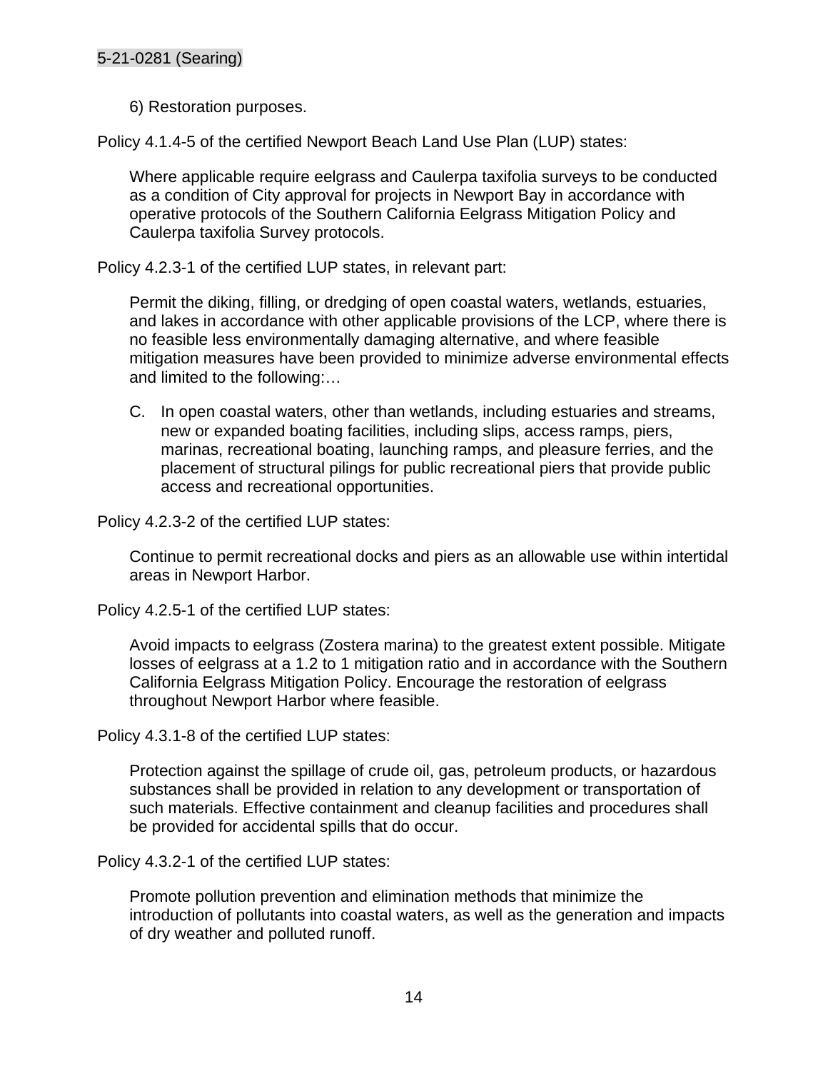6) Restoration purposes.

Policy 4.1.4-5 of the certified Newport Beach Land Use Plan (LUP) states:

> Where applicable require eelgrass and Caulerpa taxifolia surveys to be conducted as a condition of City approval for projects in Newport Bay in accordance with operative protocols of the Southern California Eelgrass Mitigation Policy and Caulerpa taxifolia Survey protocols.

Policy 4.2.3-1 of the certified LUP states, in relevant part:

> Permit the diking, filling, or dredging of open coastal waters, wetlands, estuaries, and lakes in accordance with other applicable provisions of the LCP, where there is no feasible less environmentally damaging alternative, and where feasible mitigation measures have been provided to minimize adverse environmental effects and limited to the following:…
>
> C. In open coastal waters, other than wetlands, including estuaries and streams, new or expanded boating facilities, including slips, access ramps, piers, marinas, recreational boating, launching ramps, and pleasure ferries, and the placement of structural pilings for public recreational piers that provide public access and recreational opportunities.

Policy 4.2.3-2 of the certified LUP states:

> Continue to permit recreational docks and piers as an allowable use within intertidal areas in Newport Harbor.

Policy 4.2.5-1 of the certified LUP states:

> Avoid impacts to eelgrass (Zostera marina) to the greatest extent possible. Mitigate losses of eelgrass at a 1.2 to 1 mitigation ratio and in accordance with the Southern California Eelgrass Mitigation Policy. Encourage the restoration of eelgrass throughout Newport Harbor where feasible.

Policy 4.3.1-8 of the certified LUP states:

> Protection against the spillage of crude oil, gas, petroleum products, or hazardous substances shall be provided in relation to any development or transportation of such materials. Effective containment and cleanup facilities and procedures shall be provided for accidental spills that do occur.

Policy 4.3.2-1 of the certified LUP states:

> Promote pollution prevention and elimination methods that minimize the introduction of pollutants into coastal waters, as well as the generation and impacts of dry weather and polluted runoff.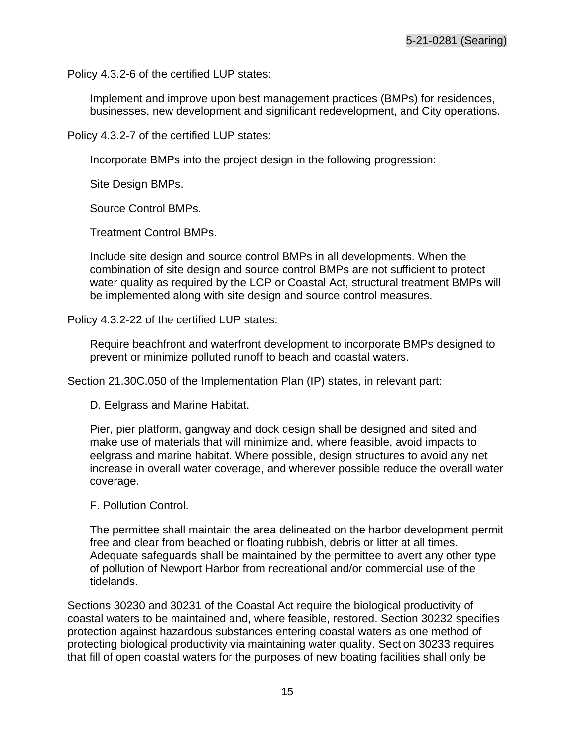Policy 4.3.2-6 of the certified LUP states:

> Implement and improve upon best management practices (BMPs) for residences, businesses, new development and significant redevelopment, and City operations.

Policy 4.3.2-7 of the certified LUP states:

> Incorporate BMPs into the project design in the following progression:
>
> Site Design BMPs.
>
> Source Control BMPs.
>
> Treatment Control BMPs.
>
> Include site design and source control BMPs in all developments. When the combination of site design and source control BMPs are not sufficient to protect water quality as required by the LCP or Coastal Act, structural treatment BMPs will be implemented along with site design and source control measures.

Policy 4.3.2-22 of the certified LUP states:

> Require beachfront and waterfront development to incorporate BMPs designed to prevent or minimize polluted runoff to beach and coastal waters.

Section 21.30C.050 of the Implementation Plan (IP) states, in relevant part:

> D. Eelgrass and Marine Habitat.
>
> Pier, pier platform, gangway and dock design shall be designed and sited and make use of materials that will minimize and, where feasible, avoid impacts to eelgrass and marine habitat. Where possible, design structures to avoid any net increase in overall water coverage, and wherever possible reduce the overall water coverage.
>
> F. Pollution Control.
>
> The permittee shall maintain the area delineated on the harbor development permit free and clear from beached or floating rubbish, debris or litter at all times. Adequate safeguards shall be maintained by the permittee to avert any other type of pollution of Newport Harbor from recreational and/or commercial use of the tidelands.

Sections 30230 and 30231 of the Coastal Act require the biological productivity of coastal waters to be maintained and, where feasible, restored. Section 30232 specifies protection against hazardous substances entering coastal waters as one method of protecting biological productivity via maintaining water quality. Section 30233 requires that fill of open coastal waters for the purposes of new boating facilities shall only be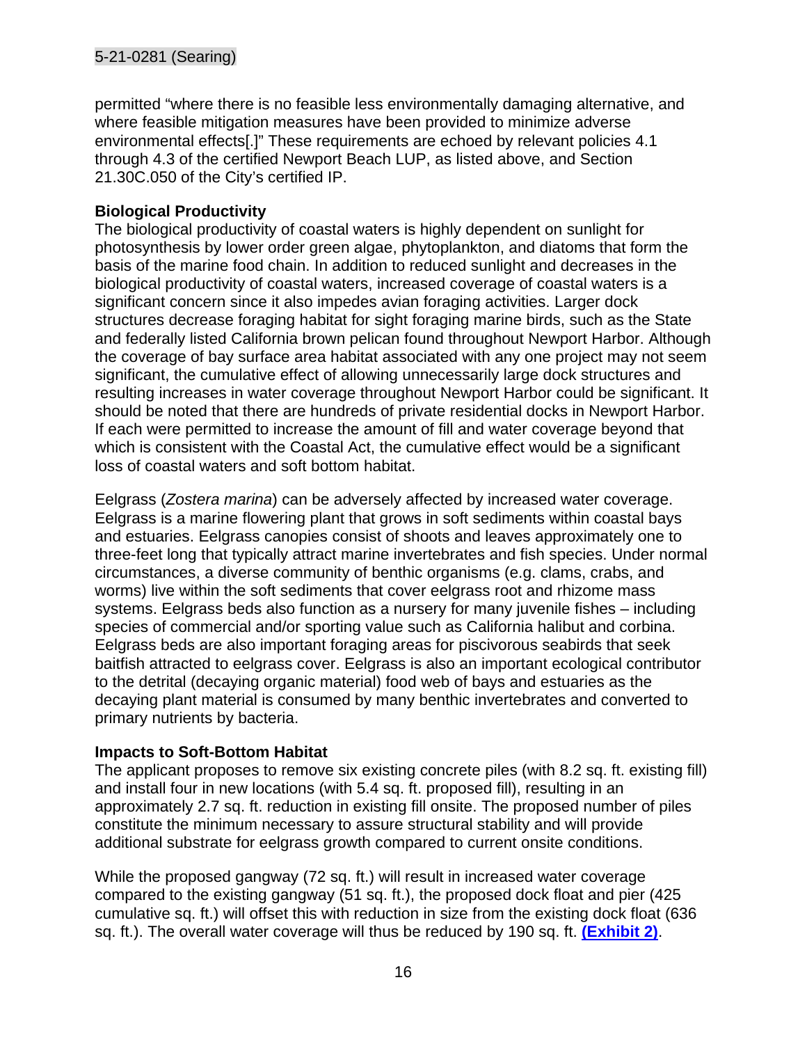permitted "where there is no feasible less environmentally damaging alternative, and where feasible mitigation measures have been provided to minimize adverse environmental effects[.]" These requirements are echoed by relevant policies 4.1 through 4.3 of the certified Newport Beach LUP, as listed above, and Section 21.30C.050 of the City's certified IP.

**Biological Productivity**

The biological productivity of coastal waters is highly dependent on sunlight for photosynthesis by lower order green algae, phytoplankton, and diatoms that form the basis of the marine food chain. In addition to reduced sunlight and decreases in the biological productivity of coastal waters, increased coverage of coastal waters is a significant concern since it also impedes avian foraging activities. Larger dock structures decrease foraging habitat for sight foraging marine birds, such as the State and federally listed California brown pelican found throughout Newport Harbor. Although the coverage of bay surface area habitat associated with any one project may not seem significant, the cumulative effect of allowing unnecessarily large dock structures and resulting increases in water coverage throughout Newport Harbor could be significant. It should be noted that there are hundreds of private residential docks in Newport Harbor. If each were permitted to increase the amount of fill and water coverage beyond that which is consistent with the Coastal Act, the cumulative effect would be a significant loss of coastal waters and soft bottom habitat.

Eelgrass (*Zostera marina*) can be adversely affected by increased water coverage. Eelgrass is a marine flowering plant that grows in soft sediments within coastal bays and estuaries. Eelgrass canopies consist of shoots and leaves approximately one to three-feet long that typically attract marine invertebrates and fish species. Under normal circumstances, a diverse community of benthic organisms (e.g. clams, crabs, and worms) live within the soft sediments that cover eelgrass root and rhizome mass systems. Eelgrass beds also function as a nursery for many juvenile fishes – including species of commercial and/or sporting value such as California halibut and corbina. Eelgrass beds are also important foraging areas for piscivorous seabirds that seek baitfish attracted to eelgrass cover. Eelgrass is also an important ecological contributor to the detrital (decaying organic material) food web of bays and estuaries as the decaying plant material is consumed by many benthic invertebrates and converted to primary nutrients by bacteria.

**Impacts to Soft-Bottom Habitat**

The applicant proposes to remove six existing concrete piles (with 8.2 sq. ft. existing fill) and install four in new locations (with 5.4 sq. ft. proposed fill), resulting in an approximately 2.7 sq. ft. reduction in existing fill onsite. The proposed number of piles constitute the minimum necessary to assure structural stability and will provide additional substrate for eelgrass growth compared to current onsite conditions.

While the proposed gangway (72 sq. ft.) will result in increased water coverage compared to the existing gangway (51 sq. ft.), the proposed dock float and pier (425 cumulative sq. ft.) will offset this with reduction in size from the existing dock float (636 sq. ft.). The overall water coverage will thus be reduced by 190 sq. ft. **(Exhibit 2)**.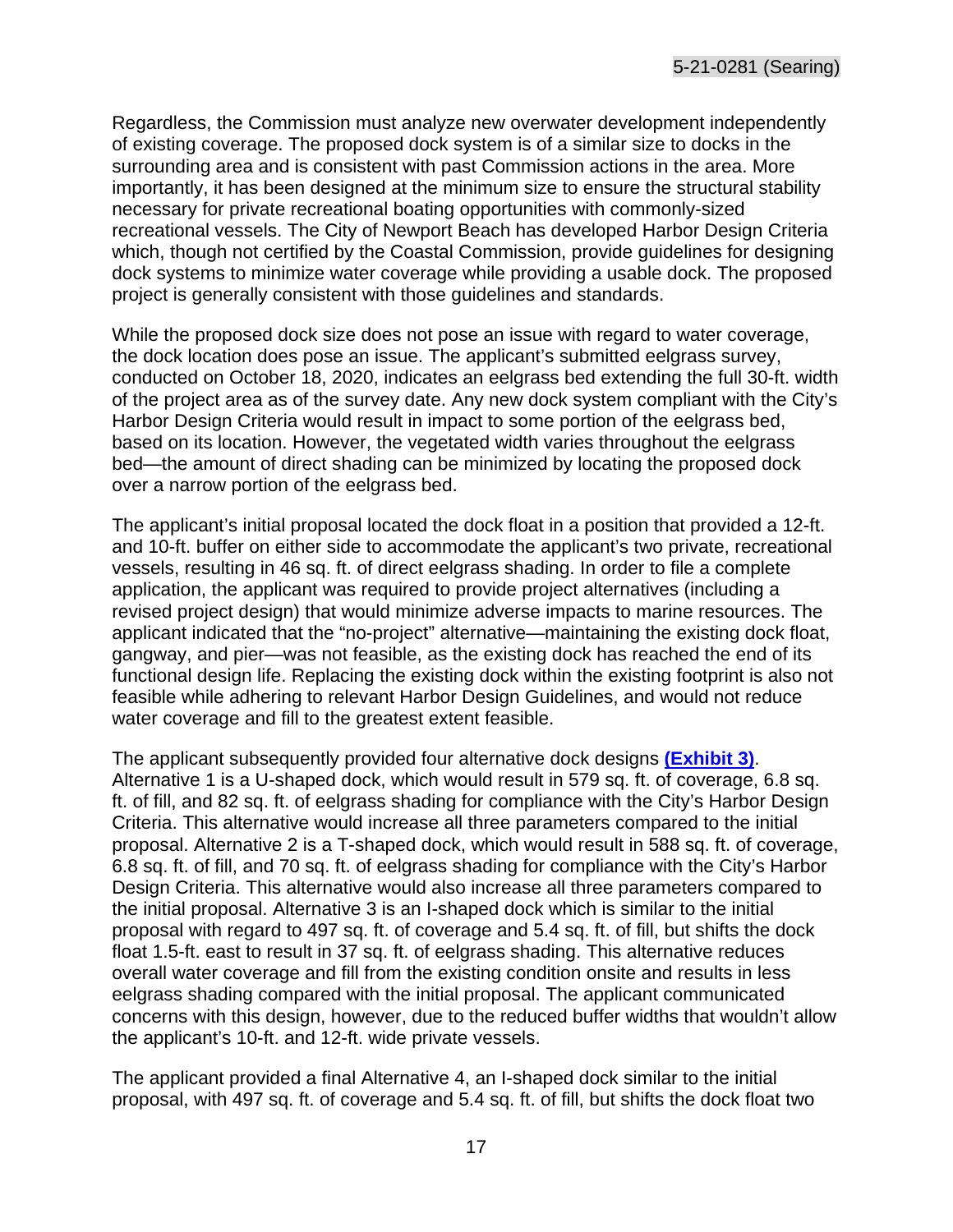Regardless, the Commission must analyze new overwater development independently of existing coverage. The proposed dock system is of a similar size to docks in the surrounding area and is consistent with past Commission actions in the area. More importantly, it has been designed at the minimum size to ensure the structural stability necessary for private recreational boating opportunities with commonly-sized recreational vessels. The City of Newport Beach has developed Harbor Design Criteria which, though not certified by the Coastal Commission, provide guidelines for designing dock systems to minimize water coverage while providing a usable dock. The proposed project is generally consistent with those guidelines and standards.

While the proposed dock size does not pose an issue with regard to water coverage, the dock location does pose an issue. The applicant's submitted eelgrass survey, conducted on October 18, 2020, indicates an eelgrass bed extending the full 30-ft. width of the project area as of the survey date. Any new dock system compliant with the City's Harbor Design Criteria would result in impact to some portion of the eelgrass bed, based on its location. However, the vegetated width varies throughout the eelgrass bed—the amount of direct shading can be minimized by locating the proposed dock over a narrow portion of the eelgrass bed.

The applicant's initial proposal located the dock float in a position that provided a 12-ft. and 10-ft. buffer on either side to accommodate the applicant's two private, recreational vessels, resulting in 46 sq. ft. of direct eelgrass shading. In order to file a complete application, the applicant was required to provide project alternatives (including a revised project design) that would minimize adverse impacts to marine resources. The applicant indicated that the "no-project" alternative—maintaining the existing dock float, gangway, and pier—was not feasible, as the existing dock has reached the end of its functional design life. Replacing the existing dock within the existing footprint is also not feasible while adhering to relevant Harbor Design Guidelines, and would not reduce water coverage and fill to the greatest extent feasible.

The applicant subsequently provided four alternative dock designs **(Exhibit 3)**. Alternative 1 is a U-shaped dock, which would result in 579 sq. ft. of coverage, 6.8 sq. ft. of fill, and 82 sq. ft. of eelgrass shading for compliance with the City's Harbor Design Criteria. This alternative would increase all three parameters compared to the initial proposal. Alternative 2 is a T-shaped dock, which would result in 588 sq. ft. of coverage, 6.8 sq. ft. of fill, and 70 sq. ft. of eelgrass shading for compliance with the City's Harbor Design Criteria. This alternative would also increase all three parameters compared to the initial proposal. Alternative 3 is an I-shaped dock which is similar to the initial proposal with regard to 497 sq. ft. of coverage and 5.4 sq. ft. of fill, but shifts the dock float 1.5-ft. east to result in 37 sq. ft. of eelgrass shading. This alternative reduces overall water coverage and fill from the existing condition onsite and results in less eelgrass shading compared with the initial proposal. The applicant communicated concerns with this design, however, due to the reduced buffer widths that wouldn't allow the applicant's 10-ft. and 12-ft. wide private vessels.

The applicant provided a final Alternative 4, an I-shaped dock similar to the initial proposal, with 497 sq. ft. of coverage and 5.4 sq. ft. of fill, but shifts the dock float two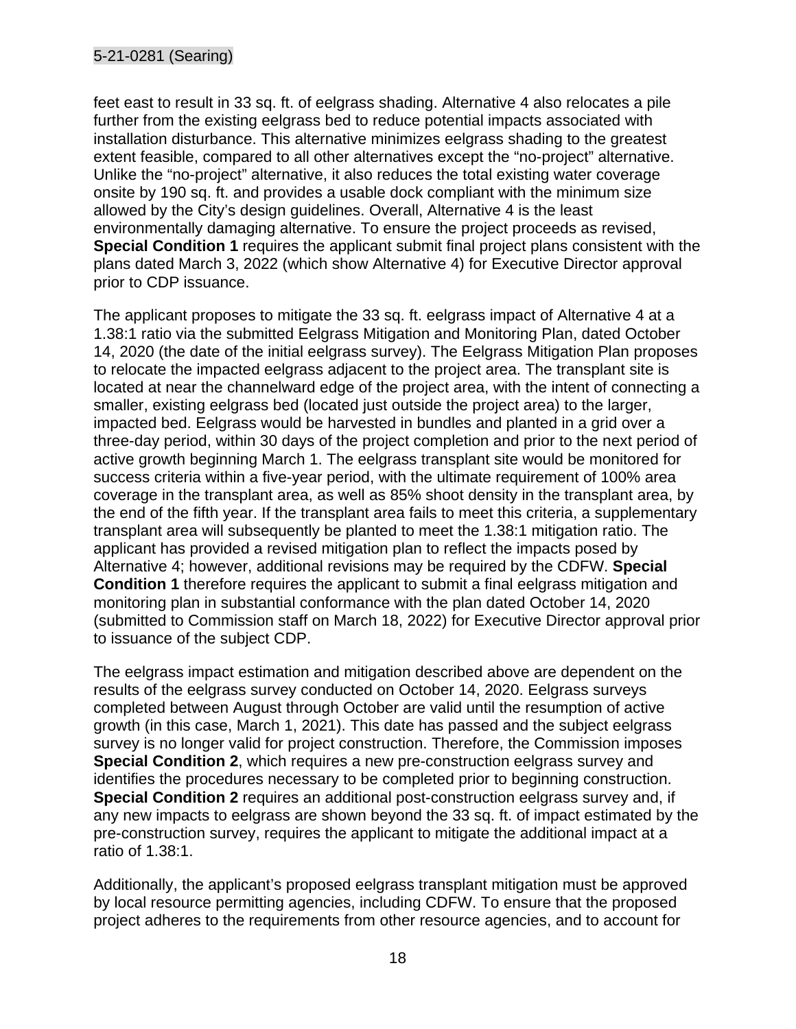feet east to result in 33 sq. ft. of eelgrass shading. Alternative 4 also relocates a pile further from the existing eelgrass bed to reduce potential impacts associated with installation disturbance. This alternative minimizes eelgrass shading to the greatest extent feasible, compared to all other alternatives except the "no-project" alternative. Unlike the "no-project" alternative, it also reduces the total existing water coverage onsite by 190 sq. ft. and provides a usable dock compliant with the minimum size allowed by the City's design guidelines. Overall, Alternative 4 is the least environmentally damaging alternative. To ensure the project proceeds as revised, **Special Condition 1** requires the applicant submit final project plans consistent with the plans dated March 3, 2022 (which show Alternative 4) for Executive Director approval prior to CDP issuance.

The applicant proposes to mitigate the 33 sq. ft. eelgrass impact of Alternative 4 at a 1.38:1 ratio via the submitted Eelgrass Mitigation and Monitoring Plan, dated October 14, 2020 (the date of the initial eelgrass survey). The Eelgrass Mitigation Plan proposes to relocate the impacted eelgrass adjacent to the project area. The transplant site is located at near the channelward edge of the project area, with the intent of connecting a smaller, existing eelgrass bed (located just outside the project area) to the larger, impacted bed. Eelgrass would be harvested in bundles and planted in a grid over a three-day period, within 30 days of the project completion and prior to the next period of active growth beginning March 1. The eelgrass transplant site would be monitored for success criteria within a five-year period, with the ultimate requirement of 100% area coverage in the transplant area, as well as 85% shoot density in the transplant area, by the end of the fifth year. If the transplant area fails to meet this criteria, a supplementary transplant area will subsequently be planted to meet the 1.38:1 mitigation ratio. The applicant has provided a revised mitigation plan to reflect the impacts posed by Alternative 4; however, additional revisions may be required by the CDFW. **Special Condition 1** therefore requires the applicant to submit a final eelgrass mitigation and monitoring plan in substantial conformance with the plan dated October 14, 2020 (submitted to Commission staff on March 18, 2022) for Executive Director approval prior to issuance of the subject CDP.

The eelgrass impact estimation and mitigation described above are dependent on the results of the eelgrass survey conducted on October 14, 2020. Eelgrass surveys completed between August through October are valid until the resumption of active growth (in this case, March 1, 2021). This date has passed and the subject eelgrass survey is no longer valid for project construction. Therefore, the Commission imposes **Special Condition 2**, which requires a new pre-construction eelgrass survey and identifies the procedures necessary to be completed prior to beginning construction. **Special Condition 2** requires an additional post-construction eelgrass survey and, if any new impacts to eelgrass are shown beyond the 33 sq. ft. of impact estimated by the pre-construction survey, requires the applicant to mitigate the additional impact at a ratio of 1.38:1.

Additionally, the applicant's proposed eelgrass transplant mitigation must be approved by local resource permitting agencies, including CDFW. To ensure that the proposed project adheres to the requirements from other resource agencies, and to account for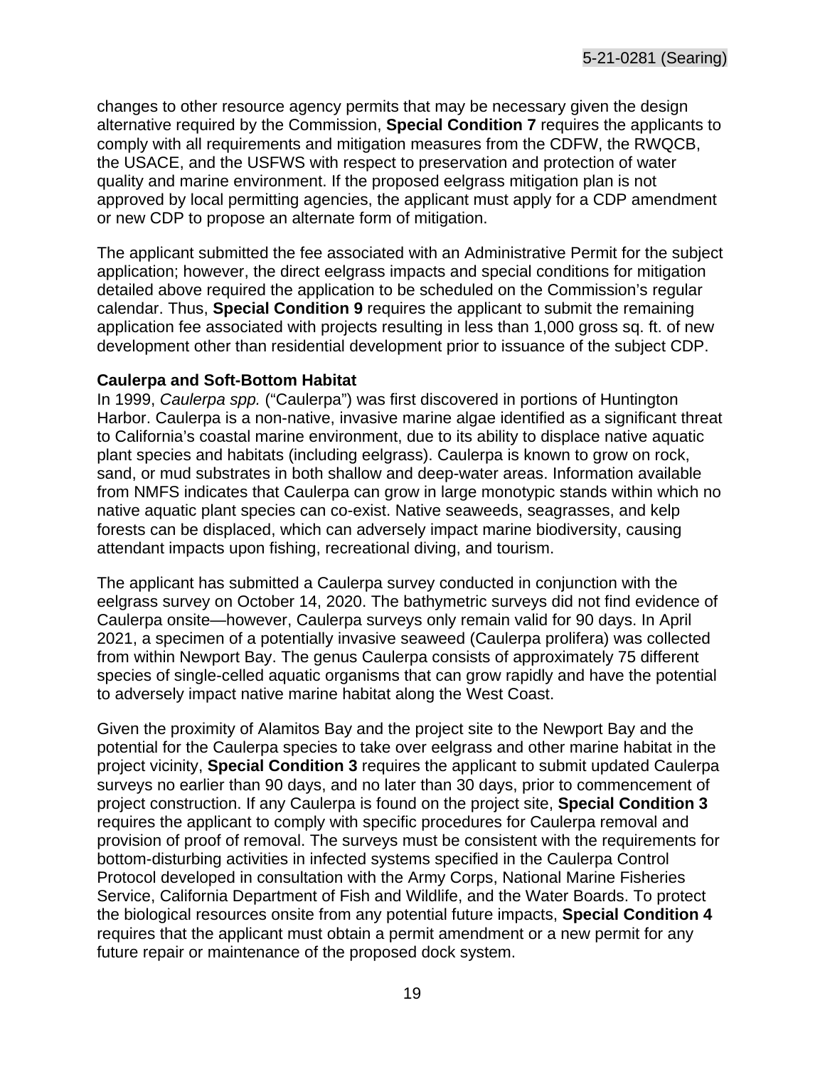changes to other resource agency permits that may be necessary given the design alternative required by the Commission, **Special Condition 7** requires the applicants to comply with all requirements and mitigation measures from the CDFW, the RWQCB, the USACE, and the USFWS with respect to preservation and protection of water quality and marine environment. If the proposed eelgrass mitigation plan is not approved by local permitting agencies, the applicant must apply for a CDP amendment or new CDP to propose an alternate form of mitigation.

The applicant submitted the fee associated with an Administrative Permit for the subject application; however, the direct eelgrass impacts and special conditions for mitigation detailed above required the application to be scheduled on the Commission's regular calendar. Thus, **Special Condition 9** requires the applicant to submit the remaining application fee associated with projects resulting in less than 1,000 gross sq. ft. of new development other than residential development prior to issuance of the subject CDP.

**Caulerpa and Soft-Bottom Habitat**

In 1999, *Caulerpa spp.* ("Caulerpa") was first discovered in portions of Huntington Harbor. Caulerpa is a non-native, invasive marine algae identified as a significant threat to California's coastal marine environment, due to its ability to displace native aquatic plant species and habitats (including eelgrass). Caulerpa is known to grow on rock, sand, or mud substrates in both shallow and deep-water areas. Information available from NMFS indicates that Caulerpa can grow in large monotypic stands within which no native aquatic plant species can co-exist. Native seaweeds, seagrasses, and kelp forests can be displaced, which can adversely impact marine biodiversity, causing attendant impacts upon fishing, recreational diving, and tourism.

The applicant has submitted a Caulerpa survey conducted in conjunction with the eelgrass survey on October 14, 2020. The bathymetric surveys did not find evidence of Caulerpa onsite—however, Caulerpa surveys only remain valid for 90 days. In April 2021, a specimen of a potentially invasive seaweed (Caulerpa prolifera) was collected from within Newport Bay. The genus Caulerpa consists of approximately 75 different species of single-celled aquatic organisms that can grow rapidly and have the potential to adversely impact native marine habitat along the West Coast.

Given the proximity of Alamitos Bay and the project site to the Newport Bay and the potential for the Caulerpa species to take over eelgrass and other marine habitat in the project vicinity, **Special Condition 3** requires the applicant to submit updated Caulerpa surveys no earlier than 90 days, and no later than 30 days, prior to commencement of project construction. If any Caulerpa is found on the project site, **Special Condition 3** requires the applicant to comply with specific procedures for Caulerpa removal and provision of proof of removal. The surveys must be consistent with the requirements for bottom-disturbing activities in infected systems specified in the Caulerpa Control Protocol developed in consultation with the Army Corps, National Marine Fisheries Service, California Department of Fish and Wildlife, and the Water Boards. To protect the biological resources onsite from any potential future impacts, **Special Condition 4** requires that the applicant must obtain a permit amendment or a new permit for any future repair or maintenance of the proposed dock system.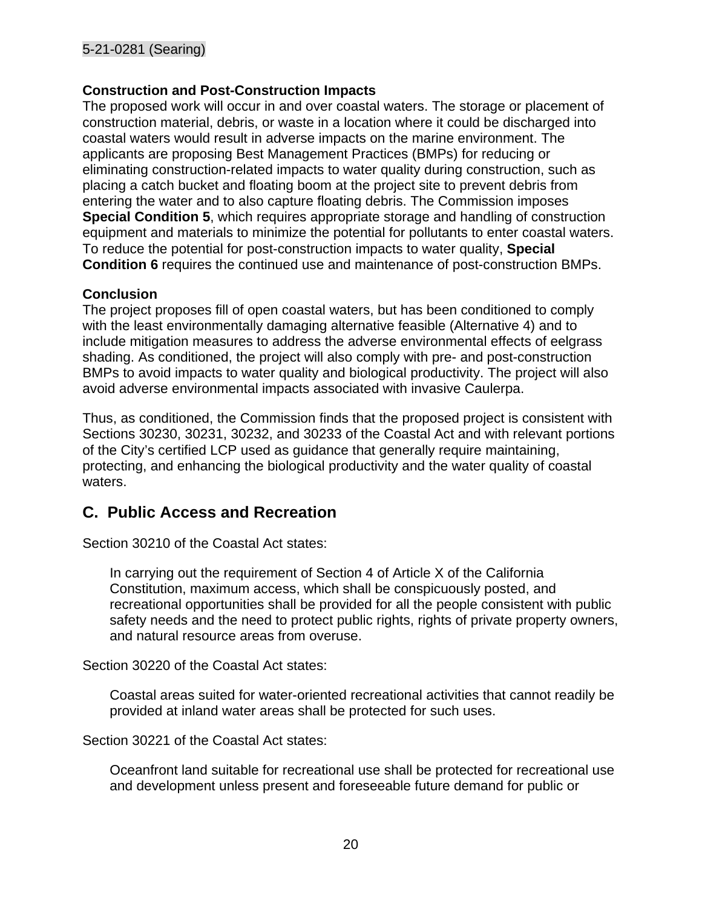**Construction and Post-Construction Impacts**

The proposed work will occur in and over coastal waters. The storage or placement of construction material, debris, or waste in a location where it could be discharged into coastal waters would result in adverse impacts on the marine environment. The applicants are proposing Best Management Practices (BMPs) for reducing or eliminating construction-related impacts to water quality during construction, such as placing a catch bucket and floating boom at the project site to prevent debris from entering the water and to also capture floating debris. The Commission imposes **Special Condition 5**, which requires appropriate storage and handling of construction equipment and materials to minimize the potential for pollutants to enter coastal waters. To reduce the potential for post-construction impacts to water quality, **Special Condition 6** requires the continued use and maintenance of post-construction BMPs.

**Conclusion**

The project proposes fill of open coastal waters, but has been conditioned to comply with the least environmentally damaging alternative feasible (Alternative 4) and to include mitigation measures to address the adverse environmental effects of eelgrass shading. As conditioned, the project will also comply with pre- and post-construction BMPs to avoid impacts to water quality and biological productivity. The project will also avoid adverse environmental impacts associated with invasive Caulerpa.

Thus, as conditioned, the Commission finds that the proposed project is consistent with Sections 30230, 30231, 30232, and 30233 of the Coastal Act and with relevant portions of the City's certified LCP used as guidance that generally require maintaining, protecting, and enhancing the biological productivity and the water quality of coastal waters.

## C. Public Access and Recreation

Section 30210 of the Coastal Act states:

> In carrying out the requirement of Section 4 of Article X of the California Constitution, maximum access, which shall be conspicuously posted, and recreational opportunities shall be provided for all the people consistent with public safety needs and the need to protect public rights, rights of private property owners, and natural resource areas from overuse.

Section 30220 of the Coastal Act states:

> Coastal areas suited for water-oriented recreational activities that cannot readily be provided at inland water areas shall be protected for such uses.

Section 30221 of the Coastal Act states:

> Oceanfront land suitable for recreational use shall be protected for recreational use and development unless present and foreseeable future demand for public or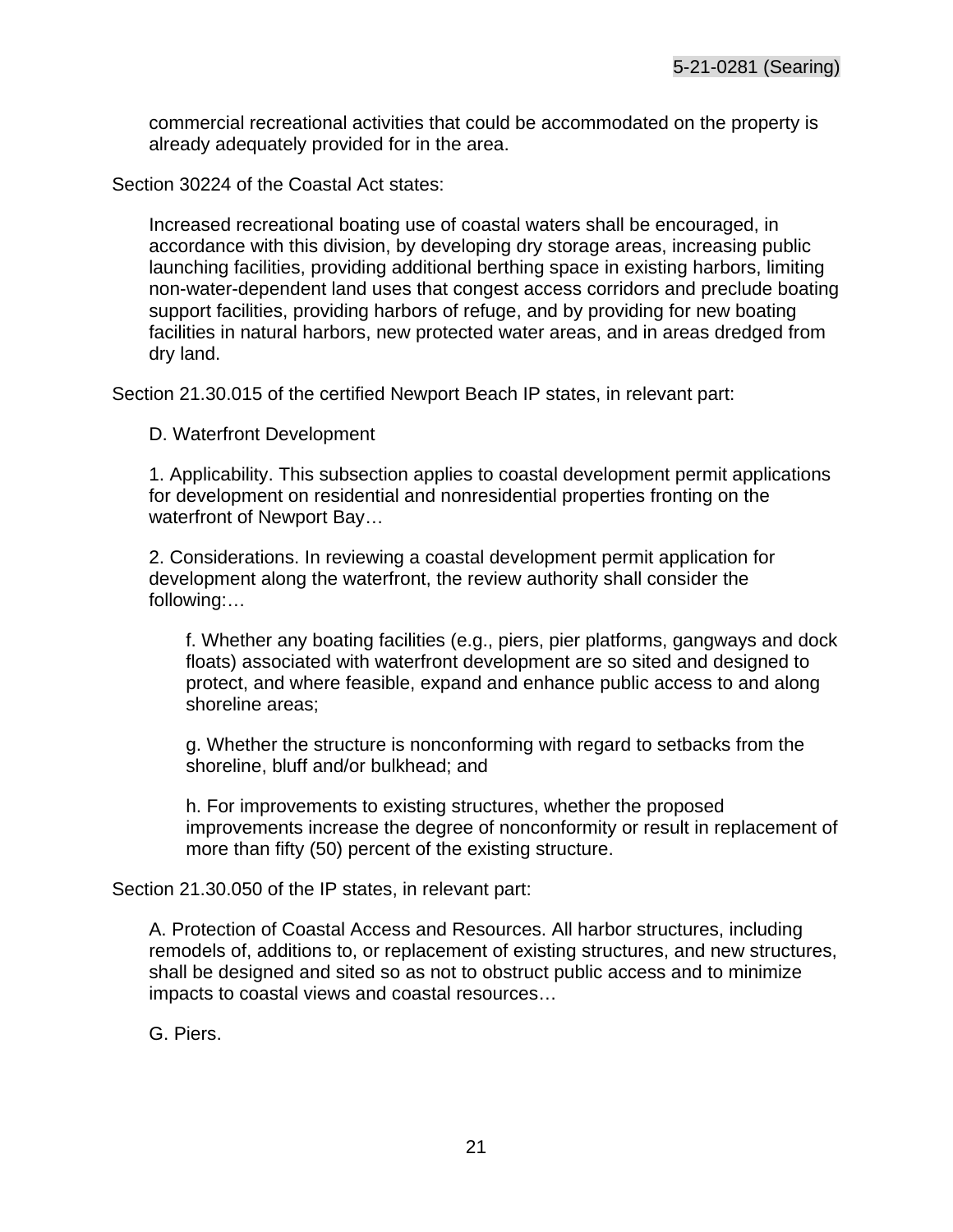commercial recreational activities that could be accommodated on the property is already adequately provided for in the area.

Section 30224 of the Coastal Act states:

> Increased recreational boating use of coastal waters shall be encouraged, in accordance with this division, by developing dry storage areas, increasing public launching facilities, providing additional berthing space in existing harbors, limiting non-water-dependent land uses that congest access corridors and preclude boating support facilities, providing harbors of refuge, and by providing for new boating facilities in natural harbors, new protected water areas, and in areas dredged from dry land.

Section 21.30.015 of the certified Newport Beach IP states, in relevant part:

> D. Waterfront Development
>
> 1. Applicability. This subsection applies to coastal development permit applications for development on residential and nonresidential properties fronting on the waterfront of Newport Bay…
>
> 2. Considerations. In reviewing a coastal development permit application for development along the waterfront, the review authority shall consider the following:…
>
>> f. Whether any boating facilities (e.g., piers, pier platforms, gangways and dock floats) associated with waterfront development are so sited and designed to protect, and where feasible, expand and enhance public access to and along shoreline areas;
>>
>> g. Whether the structure is nonconforming with regard to setbacks from the shoreline, bluff and/or bulkhead; and
>>
>> h. For improvements to existing structures, whether the proposed improvements increase the degree of nonconformity or result in replacement of more than fifty (50) percent of the existing structure.

Section 21.30.050 of the IP states, in relevant part:

> A. Protection of Coastal Access and Resources. All harbor structures, including remodels of, additions to, or replacement of existing structures, and new structures, shall be designed and sited so as not to obstruct public access and to minimize impacts to coastal views and coastal resources…
>
> G. Piers.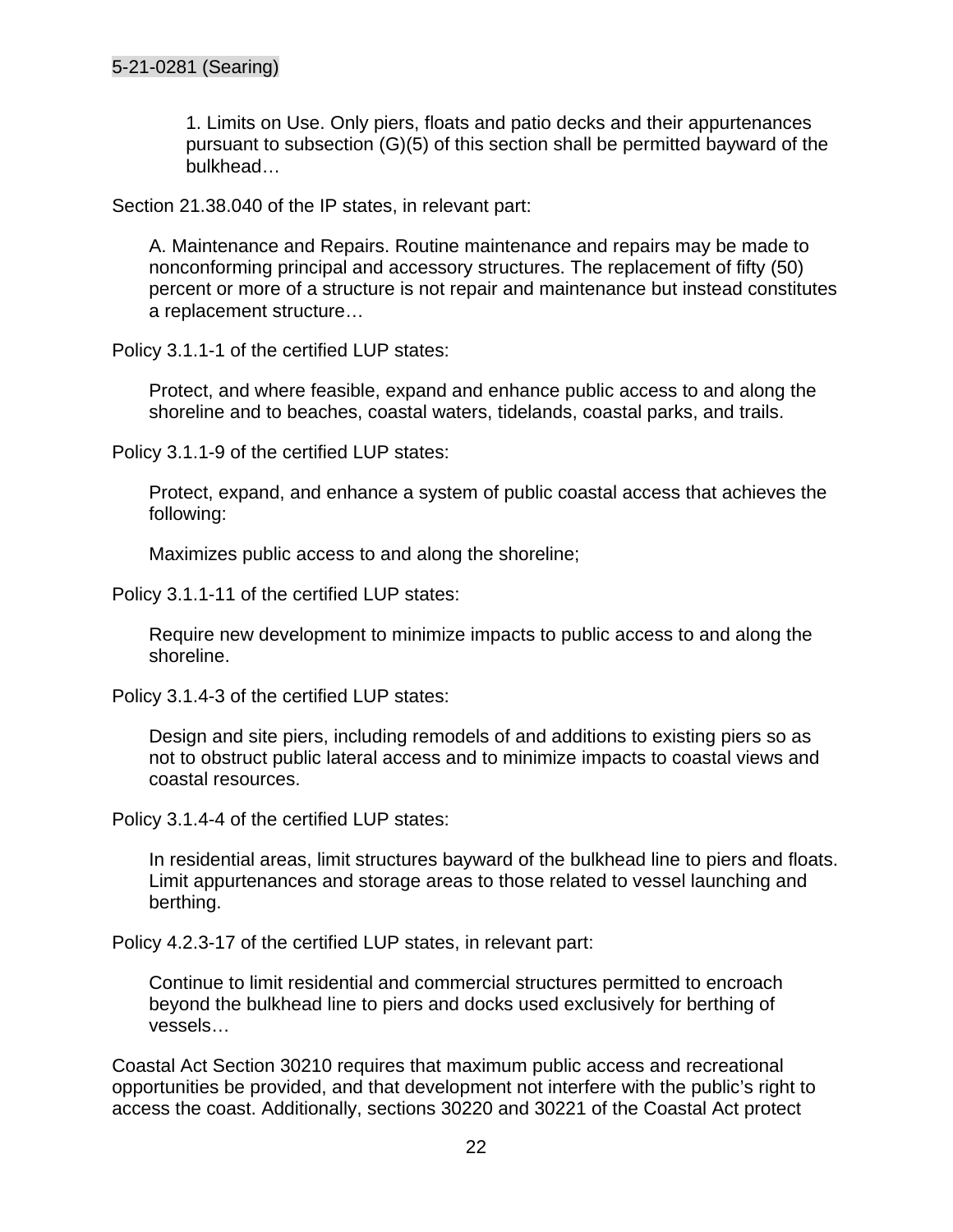> 1. Limits on Use. Only piers, floats and patio decks and their appurtenances pursuant to subsection (G)(5) of this section shall be permitted bayward of the bulkhead…

Section 21.38.040 of the IP states, in relevant part:

> A. Maintenance and Repairs. Routine maintenance and repairs may be made to nonconforming principal and accessory structures. The replacement of fifty (50) percent or more of a structure is not repair and maintenance but instead constitutes a replacement structure…

Policy 3.1.1-1 of the certified LUP states:

> Protect, and where feasible, expand and enhance public access to and along the shoreline and to beaches, coastal waters, tidelands, coastal parks, and trails.

Policy 3.1.1-9 of the certified LUP states:

> Protect, expand, and enhance a system of public coastal access that achieves the following:
>
> Maximizes public access to and along the shoreline;

Policy 3.1.1-11 of the certified LUP states:

> Require new development to minimize impacts to public access to and along the shoreline.

Policy 3.1.4-3 of the certified LUP states:

> Design and site piers, including remodels of and additions to existing piers so as not to obstruct public lateral access and to minimize impacts to coastal views and coastal resources.

Policy 3.1.4-4 of the certified LUP states:

> In residential areas, limit structures bayward of the bulkhead line to piers and floats. Limit appurtenances and storage areas to those related to vessel launching and berthing.

Policy 4.2.3-17 of the certified LUP states, in relevant part:

> Continue to limit residential and commercial structures permitted to encroach beyond the bulkhead line to piers and docks used exclusively for berthing of vessels…

Coastal Act Section 30210 requires that maximum public access and recreational opportunities be provided, and that development not interfere with the public's right to access the coast. Additionally, sections 30220 and 30221 of the Coastal Act protect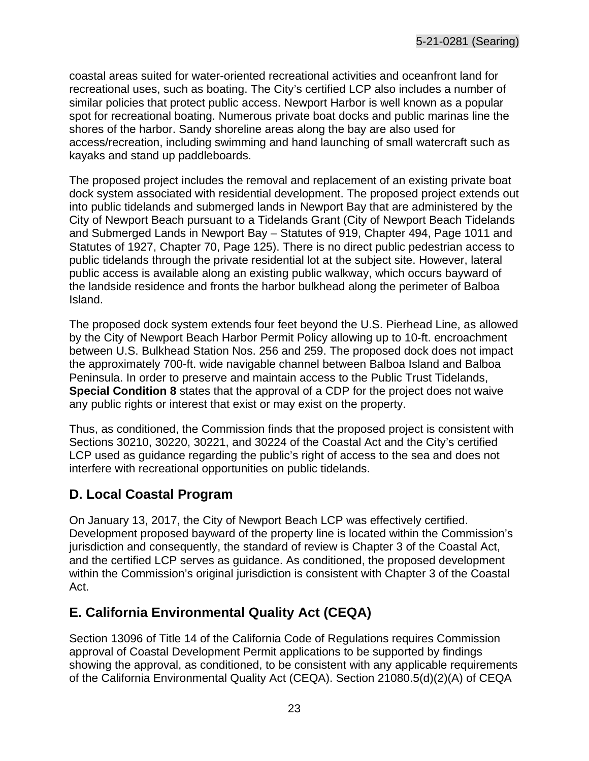coastal areas suited for water-oriented recreational activities and oceanfront land for recreational uses, such as boating. The City's certified LCP also includes a number of similar policies that protect public access. Newport Harbor is well known as a popular spot for recreational boating. Numerous private boat docks and public marinas line the shores of the harbor. Sandy shoreline areas along the bay are also used for access/recreation, including swimming and hand launching of small watercraft such as kayaks and stand up paddleboards.

The proposed project includes the removal and replacement of an existing private boat dock system associated with residential development. The proposed project extends out into public tidelands and submerged lands in Newport Bay that are administered by the City of Newport Beach pursuant to a Tidelands Grant (City of Newport Beach Tidelands and Submerged Lands in Newport Bay – Statutes of 919, Chapter 494, Page 1011 and Statutes of 1927, Chapter 70, Page 125). There is no direct public pedestrian access to public tidelands through the private residential lot at the subject site. However, lateral public access is available along an existing public walkway, which occurs bayward of the landside residence and fronts the harbor bulkhead along the perimeter of Balboa Island.

The proposed dock system extends four feet beyond the U.S. Pierhead Line, as allowed by the City of Newport Beach Harbor Permit Policy allowing up to 10-ft. encroachment between U.S. Bulkhead Station Nos. 256 and 259. The proposed dock does not impact the approximately 700-ft. wide navigable channel between Balboa Island and Balboa Peninsula. In order to preserve and maintain access to the Public Trust Tidelands, **Special Condition 8** states that the approval of a CDP for the project does not waive any public rights or interest that exist or may exist on the property.

Thus, as conditioned, the Commission finds that the proposed project is consistent with Sections 30210, 30220, 30221, and 30224 of the Coastal Act and the City's certified LCP used as guidance regarding the public's right of access to the sea and does not interfere with recreational opportunities on public tidelands.

## D. Local Coastal Program

On January 13, 2017, the City of Newport Beach LCP was effectively certified. Development proposed bayward of the property line is located within the Commission's jurisdiction and consequently, the standard of review is Chapter 3 of the Coastal Act, and the certified LCP serves as guidance. As conditioned, the proposed development within the Commission's original jurisdiction is consistent with Chapter 3 of the Coastal Act.

## E. California Environmental Quality Act (CEQA)

Section 13096 of Title 14 of the California Code of Regulations requires Commission approval of Coastal Development Permit applications to be supported by findings showing the approval, as conditioned, to be consistent with any applicable requirements of the California Environmental Quality Act (CEQA). Section 21080.5(d)(2)(A) of CEQA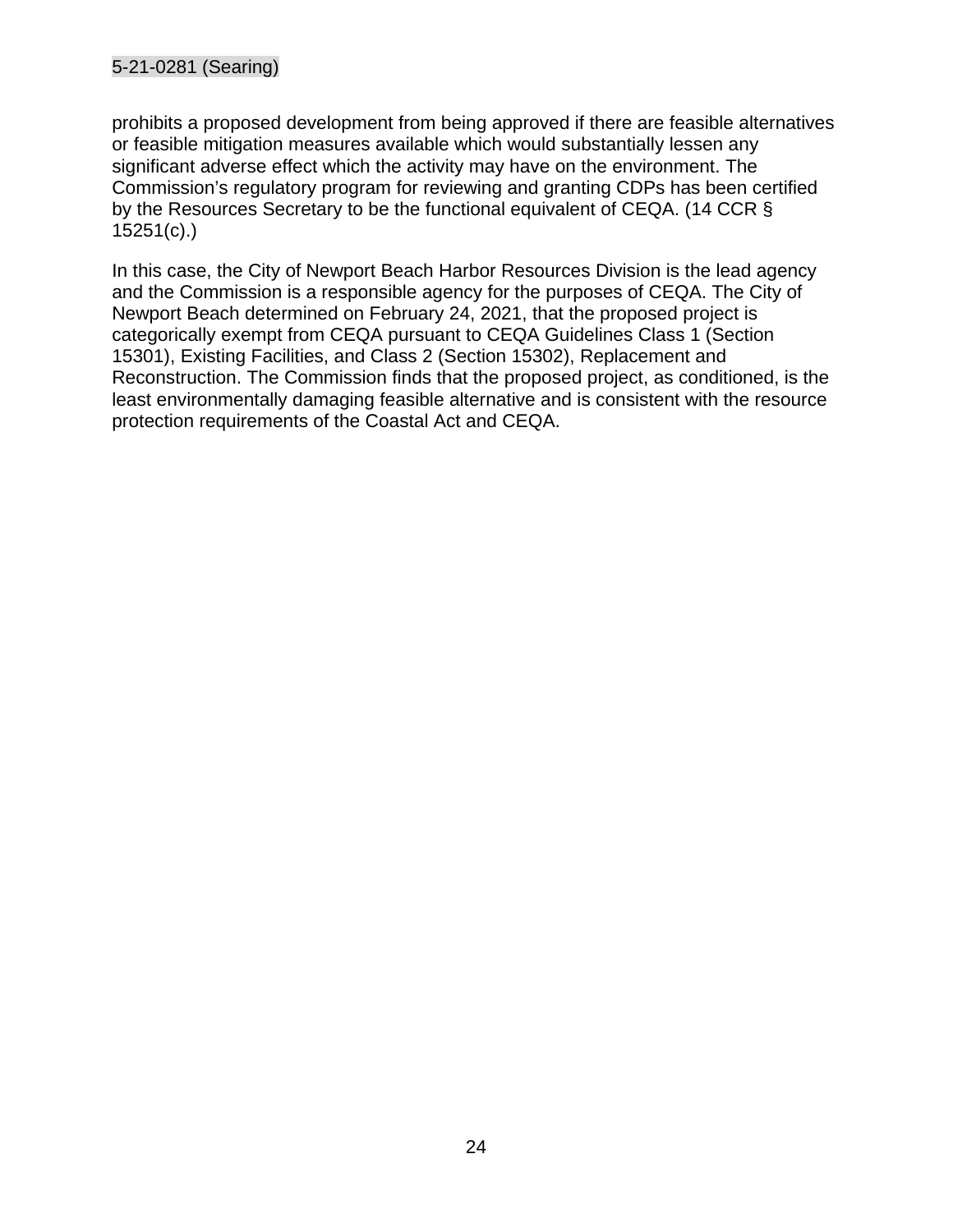prohibits a proposed development from being approved if there are feasible alternatives or feasible mitigation measures available which would substantially lessen any significant adverse effect which the activity may have on the environment. The Commission's regulatory program for reviewing and granting CDPs has been certified by the Resources Secretary to be the functional equivalent of CEQA. (14 CCR § 15251(c).)

In this case, the City of Newport Beach Harbor Resources Division is the lead agency and the Commission is a responsible agency for the purposes of CEQA. The City of Newport Beach determined on February 24, 2021, that the proposed project is categorically exempt from CEQA pursuant to CEQA Guidelines Class 1 (Section 15301), Existing Facilities, and Class 2 (Section 15302), Replacement and Reconstruction. The Commission finds that the proposed project, as conditioned, is the least environmentally damaging feasible alternative and is consistent with the resource protection requirements of the Coastal Act and CEQA.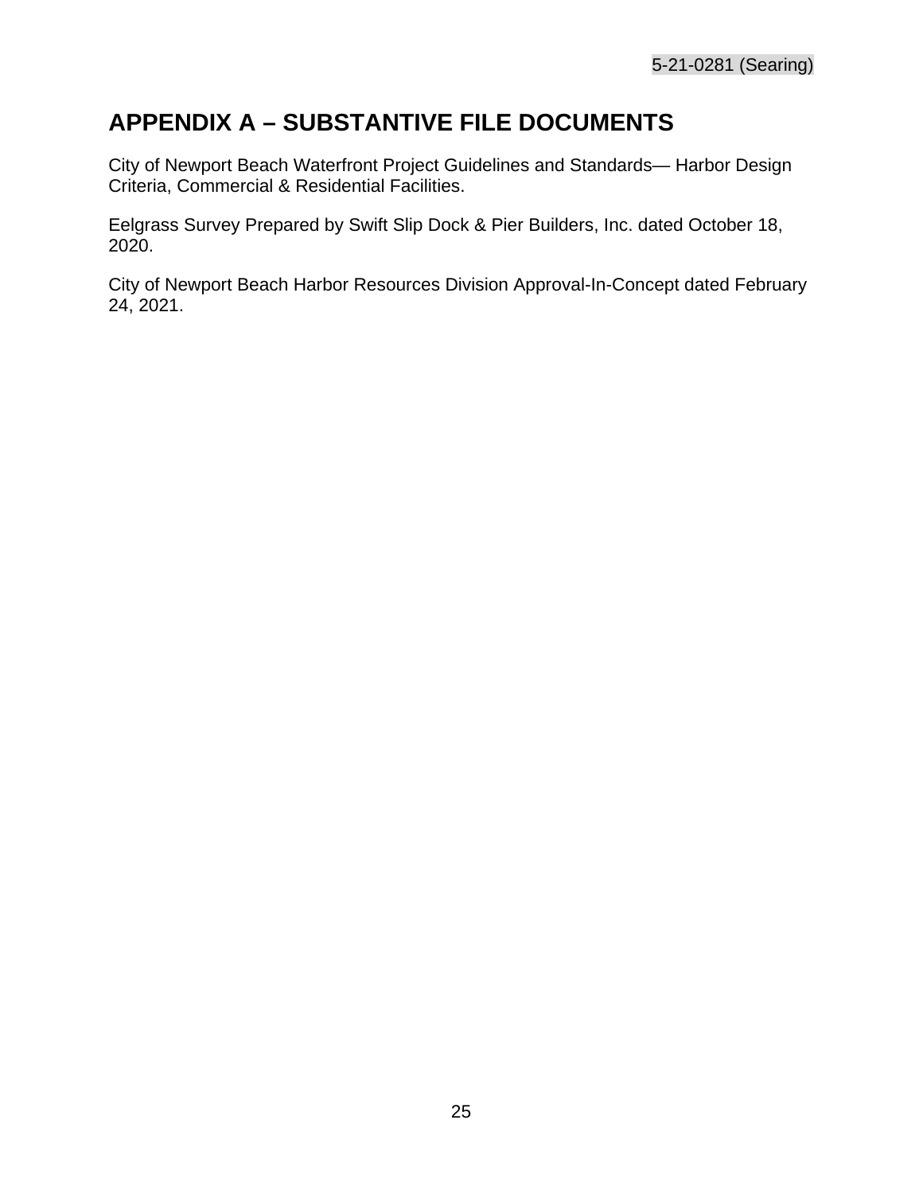# APPENDIX A – SUBSTANTIVE FILE DOCUMENTS

City of Newport Beach Waterfront Project Guidelines and Standards— Harbor Design Criteria, Commercial & Residential Facilities.

Eelgrass Survey Prepared by Swift Slip Dock & Pier Builders, Inc. dated October 18, 2020.

City of Newport Beach Harbor Resources Division Approval-In-Concept dated February 24, 2021.